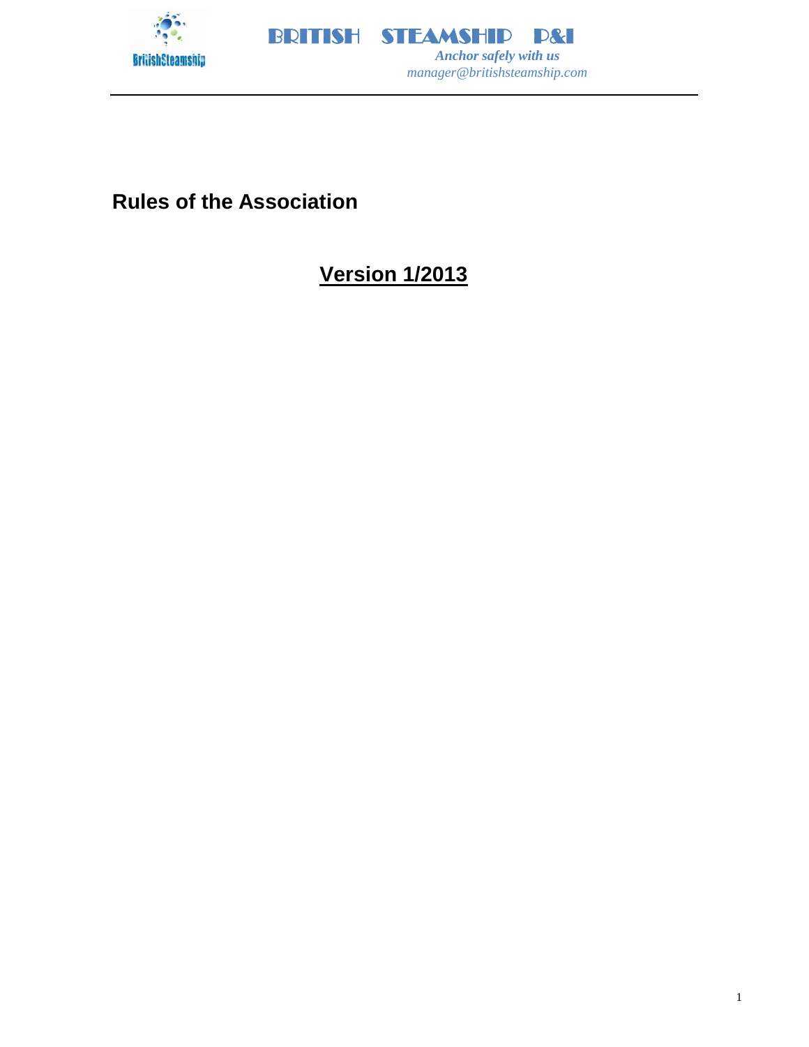# BRITISH STEAMSHIP P&I

*Anchor safely with us*

*manager@britishsteamship.com*

## Rules of the Association

## Version 1/2013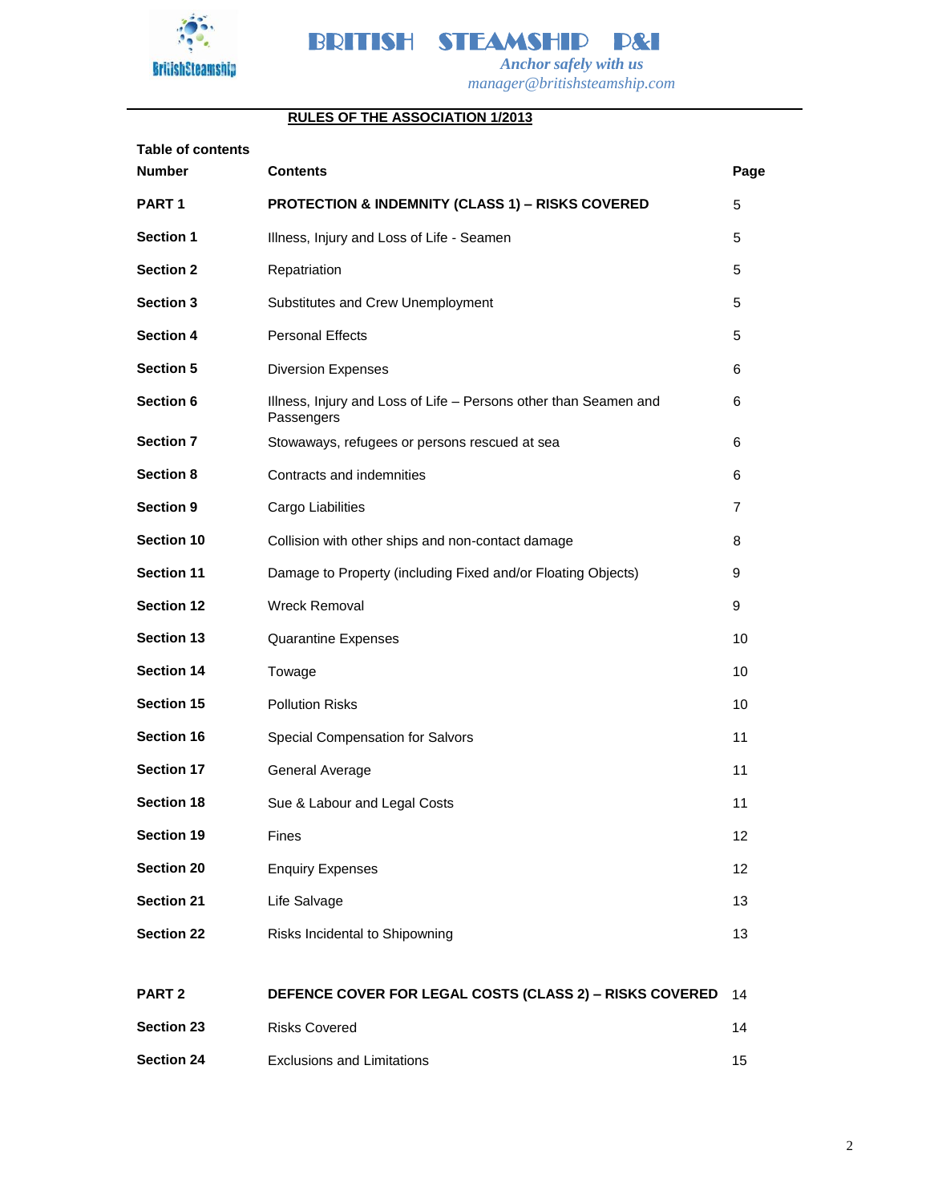# BRITISH STEAMSHIP P&I

*Anchor safely with us*

*manager@britishsteamship.com*

## RULES OF THE ASSOCIATION 1/2013

**Table of contents**

| **Number** | **Contents** | **Page** |
|---|---|---|
| **PART 1** | **PROTECTION & INDEMNITY (CLASS 1) – RISKS COVERED** | 5 |
| **Section 1** | Illness, Injury and Loss of Life - Seamen | 5 |
| **Section 2** | Repatriation | 5 |
| **Section 3** | Substitutes and Crew Unemployment | 5 |
| **Section 4** | Personal Effects | 5 |
| **Section 5** | Diversion Expenses | 6 |
| **Section 6** | Illness, Injury and Loss of Life – Persons other than Seamen and Passengers | 6 |
| **Section 7** | Stowaways, refugees or persons rescued at sea | 6 |
| **Section 8** | Contracts and indemnities | 6 |
| **Section 9** | Cargo Liabilities | 7 |
| **Section 10** | Collision with other ships and non-contact damage | 8 |
| **Section 11** | Damage to Property (including Fixed and/or Floating Objects) | 9 |
| **Section 12** | Wreck Removal | 9 |
| **Section 13** | Quarantine Expenses | 10 |
| **Section 14** | Towage | 10 |
| **Section 15** | Pollution Risks | 10 |
| **Section 16** | Special Compensation for Salvors | 11 |
| **Section 17** | General Average | 11 |
| **Section 18** | Sue & Labour and Legal Costs | 11 |
| **Section 19** | Fines | 12 |
| **Section 20** | Enquiry Expenses | 12 |
| **Section 21** | Life Salvage | 13 |
| **Section 22** | Risks Incidental to Shipowning | 13 |
| | | |
| **PART 2** | **DEFENCE COVER FOR LEGAL COSTS (CLASS 2) – RISKS COVERED** | 14 |
| **Section 23** | Risks Covered | 14 |
| **Section 24** | Exclusions and Limitations | 15 |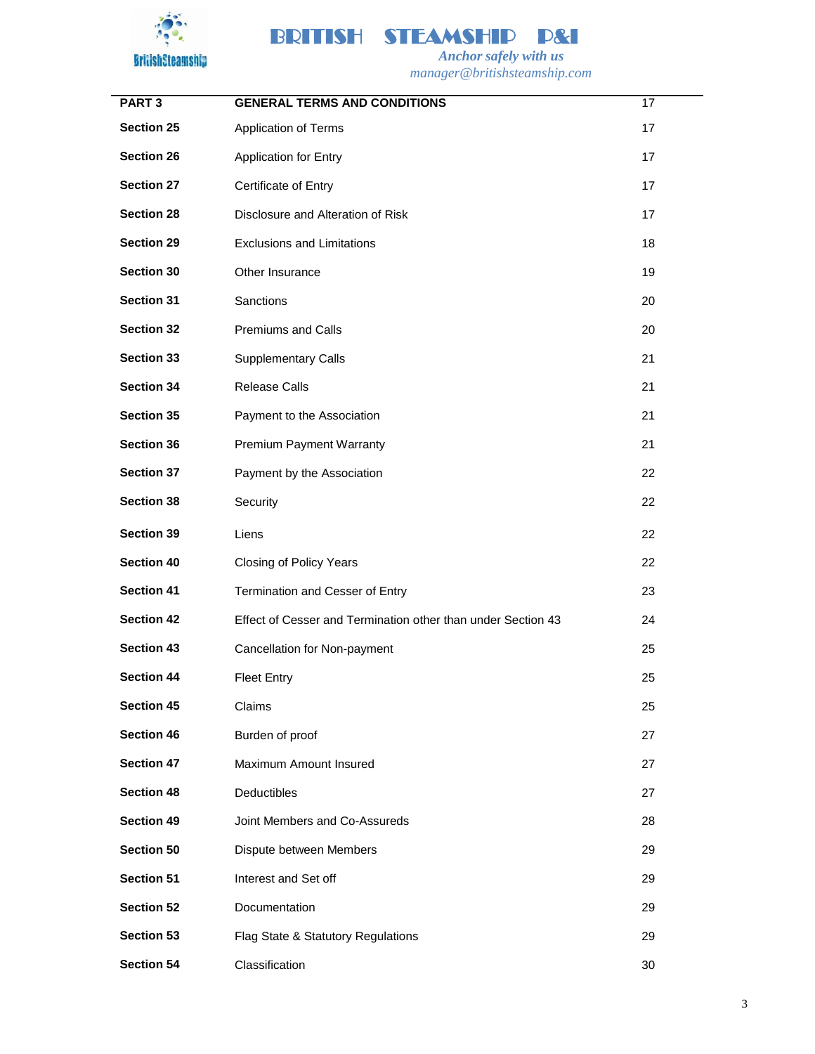| PART 3 | GENERAL TERMS AND CONDITIONS | 17 |
|---|---|---|
| Section 25 | Application of Terms | 17 |
| Section 26 | Application for Entry | 17 |
| Section 27 | Certificate of Entry | 17 |
| Section 28 | Disclosure and Alteration of Risk | 17 |
| Section 29 | Exclusions and Limitations | 18 |
| Section 30 | Other Insurance | 19 |
| Section 31 | Sanctions | 20 |
| Section 32 | Premiums and Calls | 20 |
| Section 33 | Supplementary Calls | 21 |
| Section 34 | Release Calls | 21 |
| Section 35 | Payment to the Association | 21 |
| Section 36 | Premium Payment Warranty | 21 |
| Section 37 | Payment by the Association | 22 |
| Section 38 | Security | 22 |
| Section 39 | Liens | 22 |
| Section 40 | Closing of Policy Years | 22 |
| Section 41 | Termination and Cesser of Entry | 23 |
| Section 42 | Effect of Cesser and Termination other than under Section 43 | 24 |
| Section 43 | Cancellation for Non-payment | 25 |
| Section 44 | Fleet Entry | 25 |
| Section 45 | Claims | 25 |
| Section 46 | Burden of proof | 27 |
| Section 47 | Maximum Amount Insured | 27 |
| Section 48 | Deductibles | 27 |
| Section 49 | Joint Members and Co-Assureds | 28 |
| Section 50 | Dispute between Members | 29 |
| Section 51 | Interest and Set off | 29 |
| Section 52 | Documentation | 29 |
| Section 53 | Flag State & Statutory Regulations | 29 |
| Section 54 | Classification | 30 |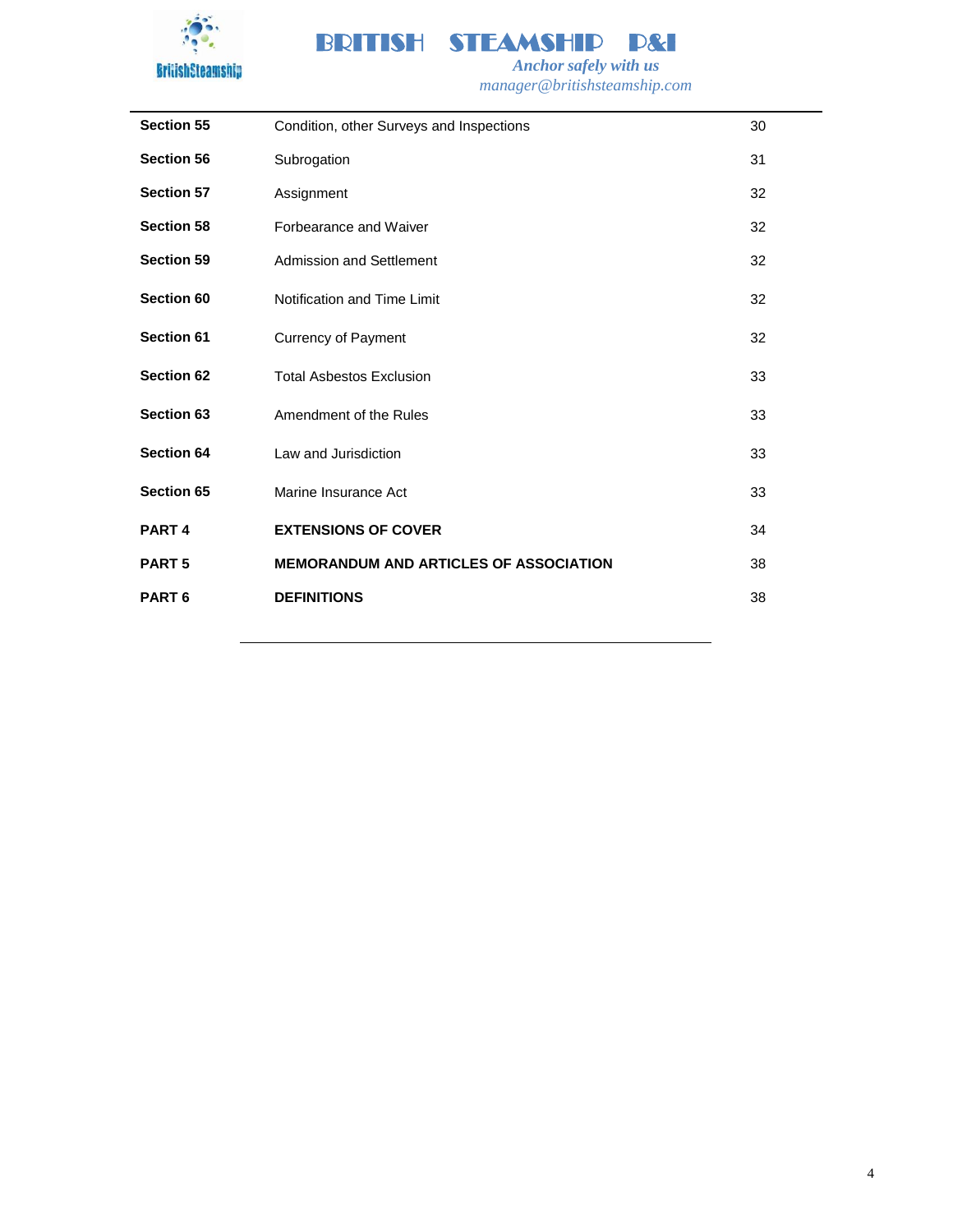| | | |
|---|---|---|
| **Section 55** | Condition, other Surveys and Inspections | 30 |
| **Section 56** | Subrogation | 31 |
| **Section 57** | Assignment | 32 |
| **Section 58** | Forbearance and Waiver | 32 |
| **Section 59** | Admission and Settlement | 32 |
| **Section 60** | Notification and Time Limit | 32 |
| **Section 61** | Currency of Payment | 32 |
| **Section 62** | Total Asbestos Exclusion | 33 |
| **Section 63** | Amendment of the Rules | 33 |
| **Section 64** | Law and Jurisdiction | 33 |
| **Section 65** | Marine Insurance Act | 33 |
| **PART 4** | **EXTENSIONS OF COVER** | 34 |
| **PART 5** | **MEMORANDUM AND ARTICLES OF ASSOCIATION** | 38 |
| **PART 6** | **DEFINITIONS** | 38 |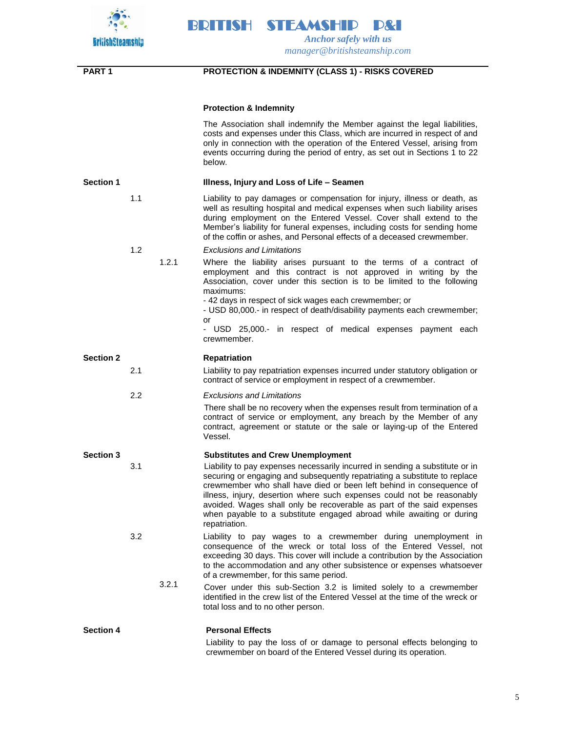## PART 1 PROTECTION & INDEMNITY (CLASS 1) - RISKS COVERED

### Protection & Indemnity

The Association shall indemnify the Member against the legal liabilities, costs and expenses under this Class, which are incurred in respect of and only in connection with the operation of the Entered Vessel, arising from events occurring during the period of entry, as set out in Sections 1 to 22 below.

### Section 1 Illness, Injury and Loss of Life – Seamen

1.1 Liability to pay damages or compensation for injury, illness or death, as well as resulting hospital and medical expenses when such liability arises during employment on the Entered Vessel. Cover shall extend to the Member's liability for funeral expenses, including costs for sending home of the coffin or ashes, and Personal effects of a deceased crewmember.

1.2 *Exclusions and Limitations*

1.2.1 Where the liability arises pursuant to the terms of a contract of employment and this contract is not approved in writing by the Association, cover under this section is to be limited to the following maximums:
- 42 days in respect of sick wages each crewmember; or
- USD 80,000.- in respect of death/disability payments each crewmember; or
- USD 25,000.- in respect of medical expenses payment each crewmember.

### Section 2 Repatriation

2.1 Liability to pay repatriation expenses incurred under statutory obligation or contract of service or employment in respect of a crewmember.

2.2 *Exclusions and Limitations*

There shall be no recovery when the expenses result from termination of a contract of service or employment, any breach by the Member of any contract, agreement or statute or the sale or laying-up of the Entered Vessel.

### Section 3 Substitutes and Crew Unemployment

3.1 Liability to pay expenses necessarily incurred in sending a substitute or in securing or engaging and subsequently repatriating a substitute to replace crewmember who shall have died or been left behind in consequence of illness, injury, desertion where such expenses could not be reasonably avoided. Wages shall only be recoverable as part of the said expenses when payable to a substitute engaged abroad while awaiting or during repatriation.

3.2 Liability to pay wages to a crewmember during unemployment in consequence of the wreck or total loss of the Entered Vessel, not exceeding 30 days. This cover will include a contribution by the Association to the accommodation and any other subsistence or expenses whatsoever of a crewmember, for this same period.

3.2.1 Cover under this sub-Section 3.2 is limited solely to a crewmember identified in the crew list of the Entered Vessel at the time of the wreck or total loss and to no other person.

### Section 4 Personal Effects

Liability to pay the loss of or damage to personal effects belonging to crewmember on board of the Entered Vessel during its operation.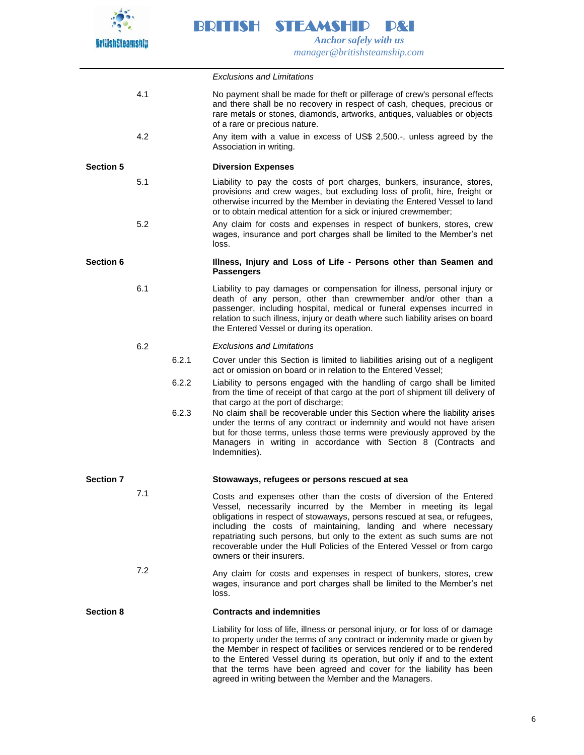*Exclusions and Limitations*

4.1 No payment shall be made for theft or pilferage of crew's personal effects and there shall be no recovery in respect of cash, cheques, precious or rare metals or stones, diamonds, artworks, antiques, valuables or objects of a rare or precious nature.

4.2 Any item with a value in excess of US$ 2,500.-, unless agreed by the Association in writing.

**Section 5** **Diversion Expenses**

5.1 Liability to pay the costs of port charges, bunkers, insurance, stores, provisions and crew wages, but excluding loss of profit, hire, freight or otherwise incurred by the Member in deviating the Entered Vessel to land or to obtain medical attention for a sick or injured crewmember;

5.2 Any claim for costs and expenses in respect of bunkers, stores, crew wages, insurance and port charges shall be limited to the Member's net loss.

**Section 6** **Illness, Injury and Loss of Life - Persons other than Seamen and Passengers**

6.1 Liability to pay damages or compensation for illness, personal injury or death of any person, other than crewmember and/or other than a passenger, including hospital, medical or funeral expenses incurred in relation to such illness, injury or death where such liability arises on board the Entered Vessel or during its operation.

6.2 *Exclusions and Limitations*

6.2.1 Cover under this Section is limited to liabilities arising out of a negligent act or omission on board or in relation to the Entered Vessel;

6.2.2 Liability to persons engaged with the handling of cargo shall be limited from the time of receipt of that cargo at the port of shipment till delivery of that cargo at the port of discharge;

6.2.3 No claim shall be recoverable under this Section where the liability arises under the terms of any contract or indemnity and would not have arisen but for those terms, unless those terms were previously approved by the Managers in writing in accordance with Section 8 (Contracts and Indemnities).

**Section 7** **Stowaways, refugees or persons rescued at sea**

7.1 Costs and expenses other than the costs of diversion of the Entered Vessel, necessarily incurred by the Member in meeting its legal obligations in respect of stowaways, persons rescued at sea, or refugees, including the costs of maintaining, landing and where necessary repatriating such persons, but only to the extent as such sums are not recoverable under the Hull Policies of the Entered Vessel or from cargo owners or their insurers.

7.2 Any claim for costs and expenses in respect of bunkers, stores, crew wages, insurance and port charges shall be limited to the Member's net loss.

**Section 8** **Contracts and indemnities**

Liability for loss of life, illness or personal injury, or for loss of or damage to property under the terms of any contract or indemnity made or given by the Member in respect of facilities or services rendered or to be rendered to the Entered Vessel during its operation, but only if and to the extent that the terms have been agreed and cover for the liability has been agreed in writing between the Member and the Managers.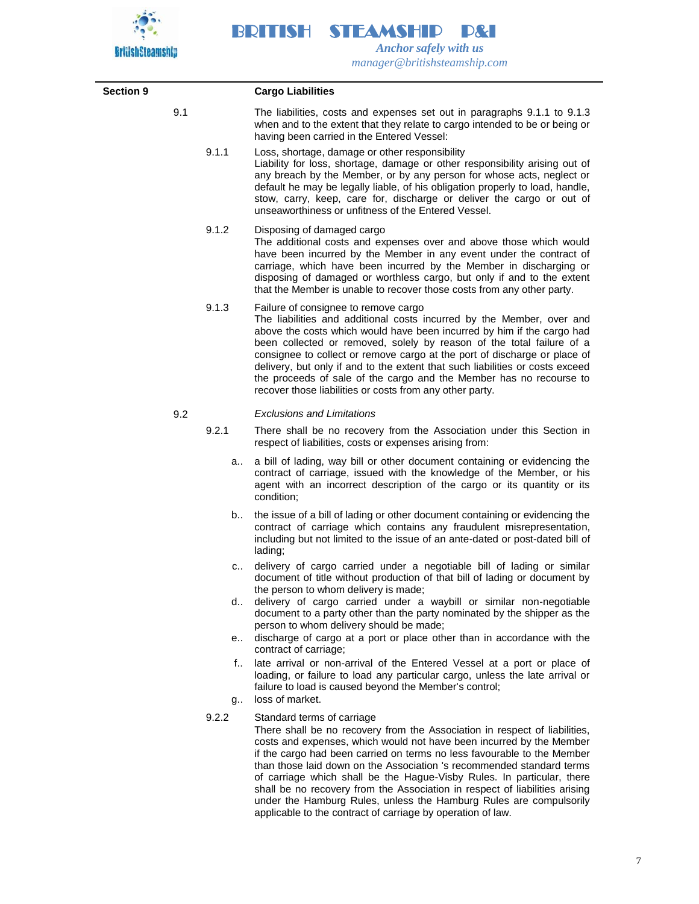## Section 9 Cargo Liabilities

**9.1** The liabilities, costs and expenses set out in paragraphs 9.1.1 to 9.1.3 when and to the extent that they relate to cargo intended to be or being or having been carried in the Entered Vessel:

**9.1.1** Loss, shortage, damage or other responsibility
Liability for loss, shortage, damage or other responsibility arising out of any breach by the Member, or by any person for whose acts, neglect or default he may be legally liable, of his obligation properly to load, handle, stow, carry, keep, care for, discharge or deliver the cargo or out of unseaworthiness or unfitness of the Entered Vessel.

**9.1.2** Disposing of damaged cargo
The additional costs and expenses over and above those which would have been incurred by the Member in any event under the contract of carriage, which have been incurred by the Member in discharging or disposing of damaged or worthless cargo, but only if and to the extent that the Member is unable to recover those costs from any other party.

**9.1.3** Failure of consignee to remove cargo
The liabilities and additional costs incurred by the Member, over and above the costs which would have been incurred by him if the cargo had been collected or removed, solely by reason of the total failure of a consignee to collect or remove cargo at the port of discharge or place of delivery, but only if and to the extent that such liabilities or costs exceed the proceeds of sale of the cargo and the Member has no recourse to recover those liabilities or costs from any other party.

**9.2** *Exclusions and Limitations*

**9.2.1** There shall be no recovery from the Association under this Section in respect of liabilities, costs or expenses arising from:

a.. a bill of lading, way bill or other document containing or evidencing the contract of carriage, issued with the knowledge of the Member, or his agent with an incorrect description of the cargo or its quantity or its condition;

b.. the issue of a bill of lading or other document containing or evidencing the contract of carriage which contains any fraudulent misrepresentation, including but not limited to the issue of an ante-dated or post-dated bill of lading;

c.. delivery of cargo carried under a negotiable bill of lading or similar document of title without production of that bill of lading or document by the person to whom delivery is made;

d.. delivery of cargo carried under a waybill or similar non-negotiable document to a party other than the party nominated by the shipper as the person to whom delivery should be made;

e.. discharge of cargo at a port or place other than in accordance with the contract of carriage;

f.. late arrival or non-arrival of the Entered Vessel at a port or place of loading, or failure to load any particular cargo, unless the late arrival or failure to load is caused beyond the Member's control;

g.. loss of market.

**9.2.2** Standard terms of carriage
There shall be no recovery from the Association in respect of liabilities, costs and expenses, which would not have been incurred by the Member if the cargo had been carried on terms no less favourable to the Member than those laid down on the Association 's recommended standard terms of carriage which shall be the Hague-Visby Rules. In particular, there shall be no recovery from the Association in respect of liabilities arising under the Hamburg Rules, unless the Hamburg Rules are compulsorily applicable to the contract of carriage by operation of law.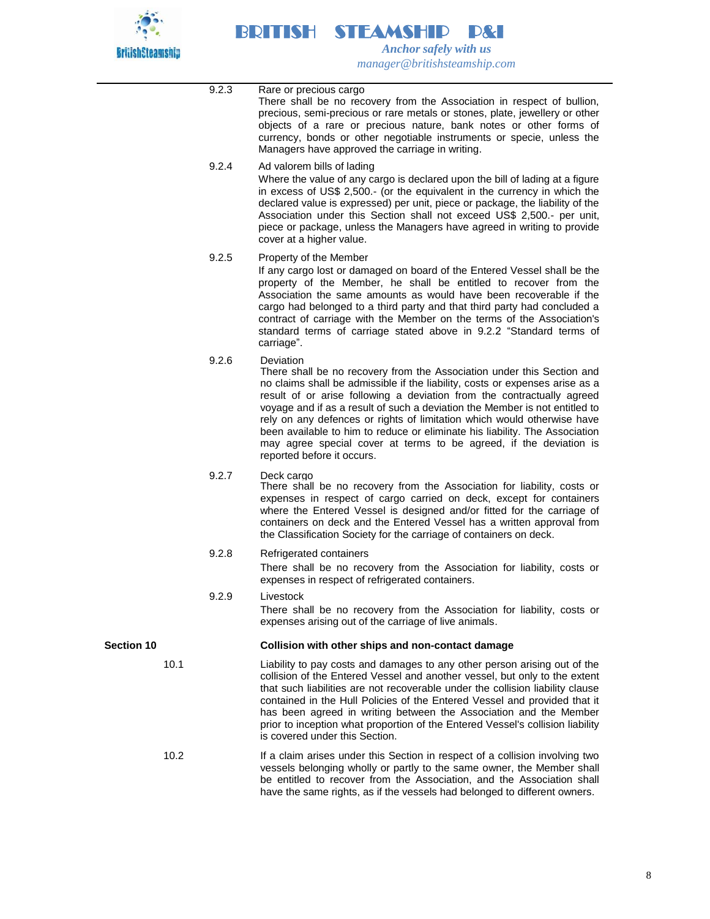9.2.3 Rare or precious cargo

There shall be no recovery from the Association in respect of bullion, precious, semi-precious or rare metals or stones, plate, jewellery or other objects of a rare or precious nature, bank notes or other forms of currency, bonds or other negotiable instruments or specie, unless the Managers have approved the carriage in writing.

9.2.4 Ad valorem bills of lading

Where the value of any cargo is declared upon the bill of lading at a figure in excess of US$ 2,500.- (or the equivalent in the currency in which the declared value is expressed) per unit, piece or package, the liability of the Association under this Section shall not exceed US$ 2,500.- per unit, piece or package, unless the Managers have agreed in writing to provide cover at a higher value.

9.2.5 Property of the Member

If any cargo lost or damaged on board of the Entered Vessel shall be the property of the Member, he shall be entitled to recover from the Association the same amounts as would have been recoverable if the cargo had belonged to a third party and that third party had concluded a contract of carriage with the Member on the terms of the Association's standard terms of carriage stated above in 9.2.2 “Standard terms of carriage”.

9.2.6 Deviation

There shall be no recovery from the Association under this Section and no claims shall be admissible if the liability, costs or expenses arise as a result of or arise following a deviation from the contractually agreed voyage and if as a result of such a deviation the Member is not entitled to rely on any defences or rights of limitation which would otherwise have been available to him to reduce or eliminate his liability. The Association may agree special cover at terms to be agreed, if the deviation is reported before it occurs.

9.2.7 Deck cargo

There shall be no recovery from the Association for liability, costs or expenses in respect of cargo carried on deck, except for containers where the Entered Vessel is designed and/or fitted for the carriage of containers on deck and the Entered Vessel has a written approval from the Classification Society for the carriage of containers on deck.

9.2.8 Refrigerated containers

There shall be no recovery from the Association for liability, costs or expenses in respect of refrigerated containers.

9.2.9 Livestock

There shall be no recovery from the Association for liability, costs or expenses arising out of the carriage of live animals.

## Section 10 Collision with other ships and non-contact damage

10.1 Liability to pay costs and damages to any other person arising out of the collision of the Entered Vessel and another vessel, but only to the extent that such liabilities are not recoverable under the collision liability clause contained in the Hull Policies of the Entered Vessel and provided that it has been agreed in writing between the Association and the Member prior to inception what proportion of the Entered Vessel's collision liability is covered under this Section.

10.2 If a claim arises under this Section in respect of a collision involving two vessels belonging wholly or partly to the same owner, the Member shall be entitled to recover from the Association, and the Association shall have the same rights, as if the vessels had belonged to different owners.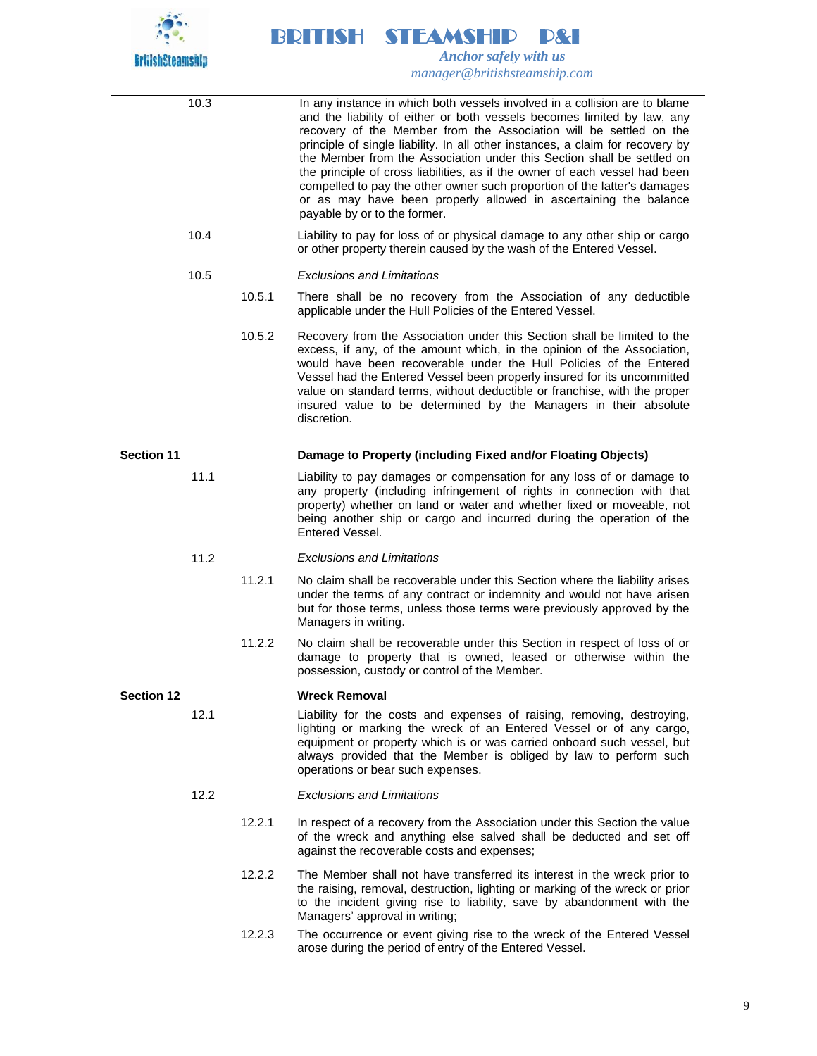10.3 In any instance in which both vessels involved in a collision are to blame and the liability of either or both vessels becomes limited by law, any recovery of the Member from the Association will be settled on the principle of single liability. In all other instances, a claim for recovery by the Member from the Association under this Section shall be settled on the principle of cross liabilities, as if the owner of each vessel had been compelled to pay the other owner such proportion of the latter's damages or as may have been properly allowed in ascertaining the balance payable by or to the former.

10.4 Liability to pay for loss of or physical damage to any other ship or cargo or other property therein caused by the wash of the Entered Vessel.

10.5 *Exclusions and Limitations*

10.5.1 There shall be no recovery from the Association of any deductible applicable under the Hull Policies of the Entered Vessel.

10.5.2 Recovery from the Association under this Section shall be limited to the excess, if any, of the amount which, in the opinion of the Association, would have been recoverable under the Hull Policies of the Entered Vessel had the Entered Vessel been properly insured for its uncommitted value on standard terms, without deductible or franchise, with the proper insured value to be determined by the Managers in their absolute discretion.

## Section 11 Damage to Property (including Fixed and/or Floating Objects)

11.1 Liability to pay damages or compensation for any loss of or damage to any property (including infringement of rights in connection with that property) whether on land or water and whether fixed or moveable, not being another ship or cargo and incurred during the operation of the Entered Vessel.

11.2 *Exclusions and Limitations*

11.2.1 No claim shall be recoverable under this Section where the liability arises under the terms of any contract or indemnity and would not have arisen but for those terms, unless those terms were previously approved by the Managers in writing.

11.2.2 No claim shall be recoverable under this Section in respect of loss of or damage to property that is owned, leased or otherwise within the possession, custody or control of the Member.

## Section 12 Wreck Removal

12.1 Liability for the costs and expenses of raising, removing, destroying, lighting or marking the wreck of an Entered Vessel or of any cargo, equipment or property which is or was carried onboard such vessel, but always provided that the Member is obliged by law to perform such operations or bear such expenses.

12.2 *Exclusions and Limitations*

12.2.1 In respect of a recovery from the Association under this Section the value of the wreck and anything else salved shall be deducted and set off against the recoverable costs and expenses;

12.2.2 The Member shall not have transferred its interest in the wreck prior to the raising, removal, destruction, lighting or marking of the wreck or prior to the incident giving rise to liability, save by abandonment with the Managers' approval in writing;

12.2.3 The occurrence or event giving rise to the wreck of the Entered Vessel arose during the period of entry of the Entered Vessel.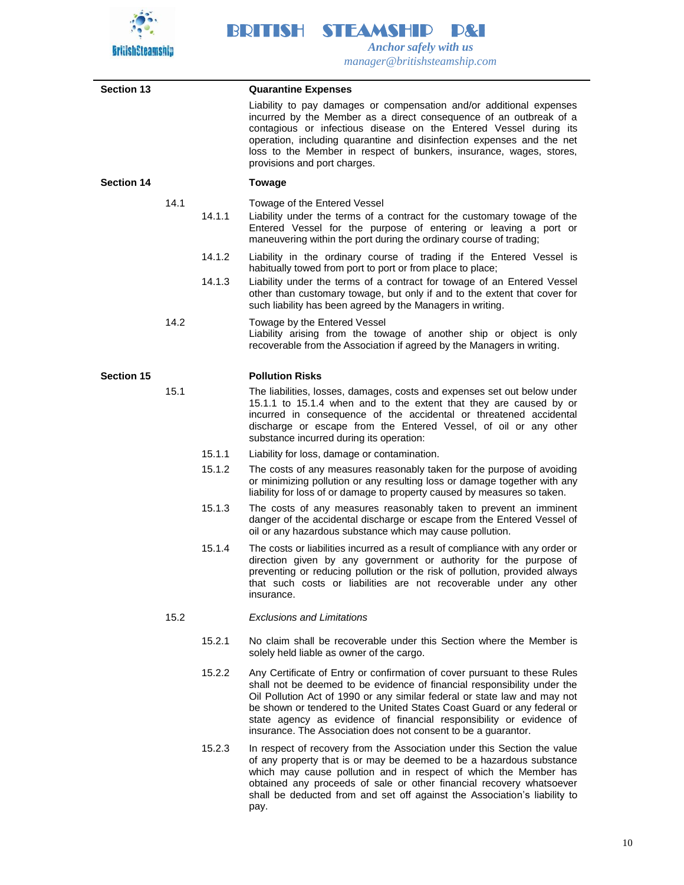## Section 13 Quarantine Expenses

Liability to pay damages or compensation and/or additional expenses incurred by the Member as a direct consequence of an outbreak of a contagious or infectious disease on the Entered Vessel during its operation, including quarantine and disinfection expenses and the net loss to the Member in respect of bunkers, insurance, wages, stores, provisions and port charges.

## Section 14 Towage

14.1 Towage of the Entered Vessel

14.1.1 Liability under the terms of a contract for the customary towage of the Entered Vessel for the purpose of entering or leaving a port or maneuvering within the port during the ordinary course of trading;

14.1.2 Liability in the ordinary course of trading if the Entered Vessel is habitually towed from port to port or from place to place;

14.1.3 Liability under the terms of a contract for towage of an Entered Vessel other than customary towage, but only if and to the extent that cover for such liability has been agreed by the Managers in writing.

14.2 Towage by the Entered Vessel
Liability arising from the towage of another ship or object is only recoverable from the Association if agreed by the Managers in writing.

## Section 15 Pollution Risks

15.1 The liabilities, losses, damages, costs and expenses set out below under 15.1.1 to 15.1.4 when and to the extent that they are caused by or incurred in consequence of the accidental or threatened accidental discharge or escape from the Entered Vessel, of oil or any other substance incurred during its operation:

15.1.1 Liability for loss, damage or contamination.

15.1.2 The costs of any measures reasonably taken for the purpose of avoiding or minimizing pollution or any resulting loss or damage together with any liability for loss of or damage to property caused by measures so taken.

15.1.3 The costs of any measures reasonably taken to prevent an imminent danger of the accidental discharge or escape from the Entered Vessel of oil or any hazardous substance which may cause pollution.

15.1.4 The costs or liabilities incurred as a result of compliance with any order or direction given by any government or authority for the purpose of preventing or reducing pollution or the risk of pollution, provided always that such costs or liabilities are not recoverable under any other insurance.

15.2 *Exclusions and Limitations*

15.2.1 No claim shall be recoverable under this Section where the Member is solely held liable as owner of the cargo.

15.2.2 Any Certificate of Entry or confirmation of cover pursuant to these Rules shall not be deemed to be evidence of financial responsibility under the Oil Pollution Act of 1990 or any similar federal or state law and may not be shown or tendered to the United States Coast Guard or any federal or state agency as evidence of financial responsibility or evidence of insurance. The Association does not consent to be a guarantor.

15.2.3 In respect of recovery from the Association under this Section the value of any property that is or may be deemed to be a hazardous substance which may cause pollution and in respect of which the Member has obtained any proceeds of sale or other financial recovery whatsoever shall be deducted from and set off against the Association's liability to pay.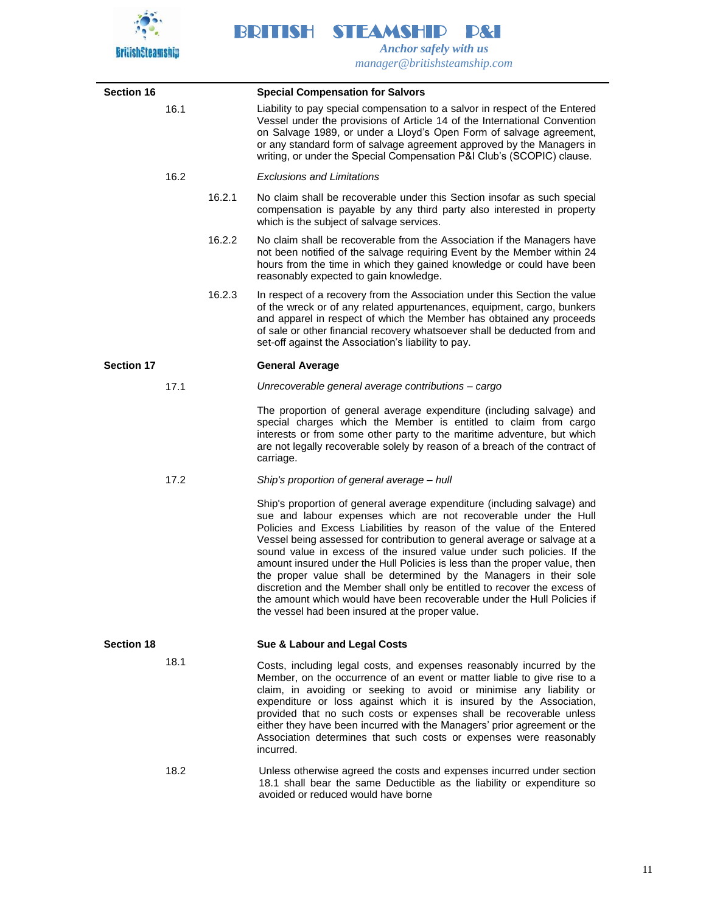## Section 16 Special Compensation for Salvors

16.1 Liability to pay special compensation to a salvor in respect of the Entered Vessel under the provisions of Article 14 of the International Convention on Salvage 1989, or under a Lloyd's Open Form of salvage agreement, or any standard form of salvage agreement approved by the Managers in writing, or under the Special Compensation P&I Club's (SCOPIC) clause.

16.2 *Exclusions and Limitations*

16.2.1 No claim shall be recoverable under this Section insofar as such special compensation is payable by any third party also interested in property which is the subject of salvage services.

16.2.2 No claim shall be recoverable from the Association if the Managers have not been notified of the salvage requiring Event by the Member within 24 hours from the time in which they gained knowledge or could have been reasonably expected to gain knowledge.

16.2.3 In respect of a recovery from the Association under this Section the value of the wreck or of any related appurtenances, equipment, cargo, bunkers and apparel in respect of which the Member has obtained any proceeds of sale or other financial recovery whatsoever shall be deducted from and set-off against the Association's liability to pay.

## Section 17 General Average

17.1 *Unrecoverable general average contributions – cargo*

The proportion of general average expenditure (including salvage) and special charges which the Member is entitled to claim from cargo interests or from some other party to the maritime adventure, but which are not legally recoverable solely by reason of a breach of the contract of carriage.

17.2 *Ship's proportion of general average – hull*

Ship's proportion of general average expenditure (including salvage) and sue and labour expenses which are not recoverable under the Hull Policies and Excess Liabilities by reason of the value of the Entered Vessel being assessed for contribution to general average or salvage at a sound value in excess of the insured value under such policies. If the amount insured under the Hull Policies is less than the proper value, then the proper value shall be determined by the Managers in their sole discretion and the Member shall only be entitled to recover the excess of the amount which would have been recoverable under the Hull Policies if the vessel had been insured at the proper value.

## Section 18 Sue & Labour and Legal Costs

18.1 Costs, including legal costs, and expenses reasonably incurred by the Member, on the occurrence of an event or matter liable to give rise to a claim, in avoiding or seeking to avoid or minimise any liability or expenditure or loss against which it is insured by the Association, provided that no such costs or expenses shall be recoverable unless either they have been incurred with the Managers' prior agreement or the Association determines that such costs or expenses were reasonably incurred.

18.2 Unless otherwise agreed the costs and expenses incurred under section 18.1 shall bear the same Deductible as the liability or expenditure so avoided or reduced would have borne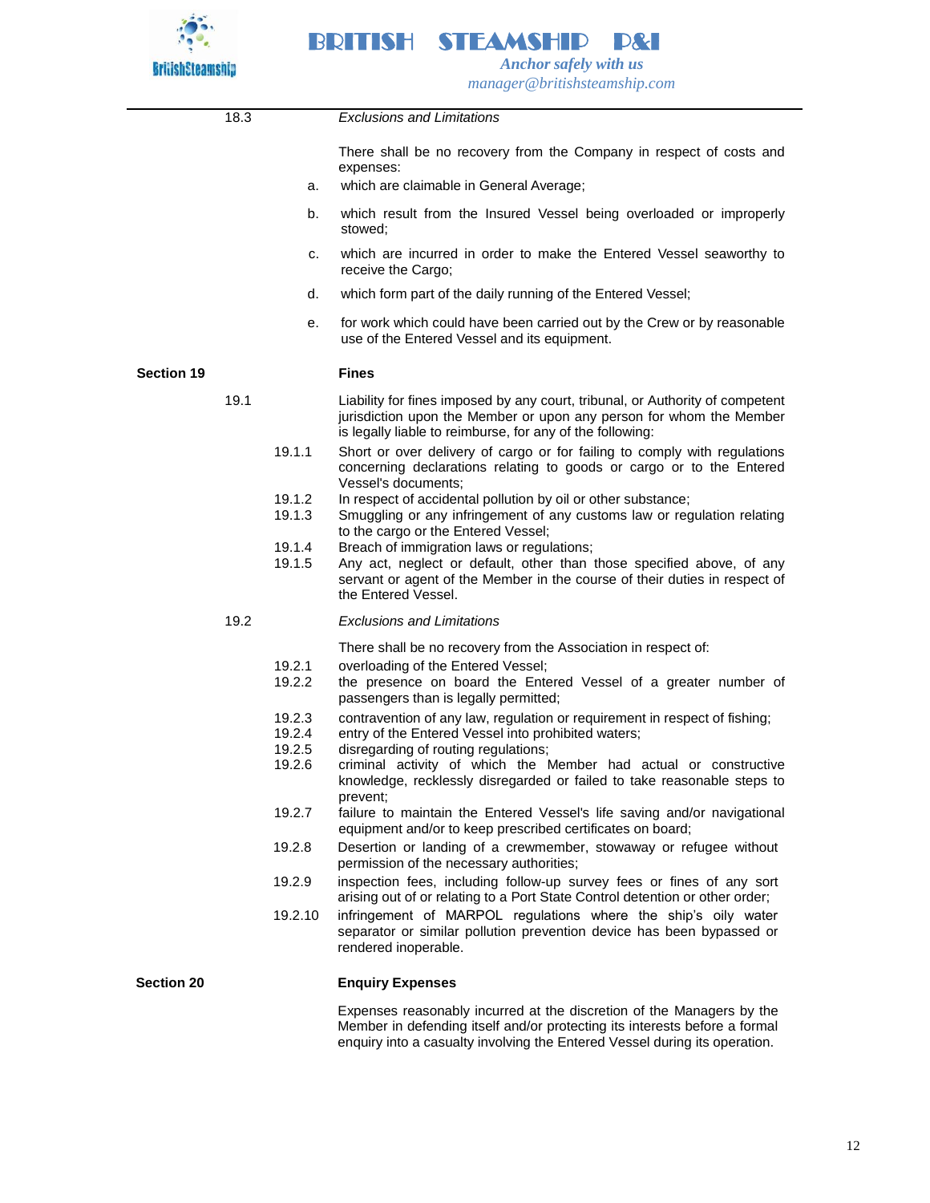18.3 *Exclusions and Limitations*

There shall be no recovery from the Company in respect of costs and expenses:

a. which are claimable in General Average;

b. which result from the Insured Vessel being overloaded or improperly stowed;

c. which are incurred in order to make the Entered Vessel seaworthy to receive the Cargo;

d. which form part of the daily running of the Entered Vessel;

e. for work which could have been carried out by the Crew or by reasonable use of the Entered Vessel and its equipment.

## Section 19 Fines

19.1 Liability for fines imposed by any court, tribunal, or Authority of competent jurisdiction upon the Member or upon any person for whom the Member is legally liable to reimburse, for any of the following:

19.1.1 Short or over delivery of cargo or for failing to comply with regulations concerning declarations relating to goods or cargo or to the Entered Vessel's documents;

19.1.2 In respect of accidental pollution by oil or other substance;

19.1.3 Smuggling or any infringement of any customs law or regulation relating to the cargo or the Entered Vessel;

19.1.4 Breach of immigration laws or regulations;

19.1.5 Any act, neglect or default, other than those specified above, of any servant or agent of the Member in the course of their duties in respect of the Entered Vessel.

19.2 *Exclusions and Limitations*

There shall be no recovery from the Association in respect of:

19.2.1 overloading of the Entered Vessel;

19.2.2 the presence on board the Entered Vessel of a greater number of passengers than is legally permitted;

19.2.3 contravention of any law, regulation or requirement in respect of fishing;

19.2.4 entry of the Entered Vessel into prohibited waters;

19.2.5 disregarding of routing regulations;

19.2.6 criminal activity of which the Member had actual or constructive knowledge, recklessly disregarded or failed to take reasonable steps to prevent;

19.2.7 failure to maintain the Entered Vessel's life saving and/or navigational equipment and/or to keep prescribed certificates on board;

19.2.8 Desertion or landing of a crewmember, stowaway or refugee without permission of the necessary authorities;

19.2.9 inspection fees, including follow-up survey fees or fines of any sort arising out of or relating to a Port State Control detention or other order;

19.2.10 infringement of MARPOL regulations where the ship's oily water separator or similar pollution prevention device has been bypassed or rendered inoperable.

## Section 20 Enquiry Expenses

Expenses reasonably incurred at the discretion of the Managers by the Member in defending itself and/or protecting its interests before a formal enquiry into a casualty involving the Entered Vessel during its operation.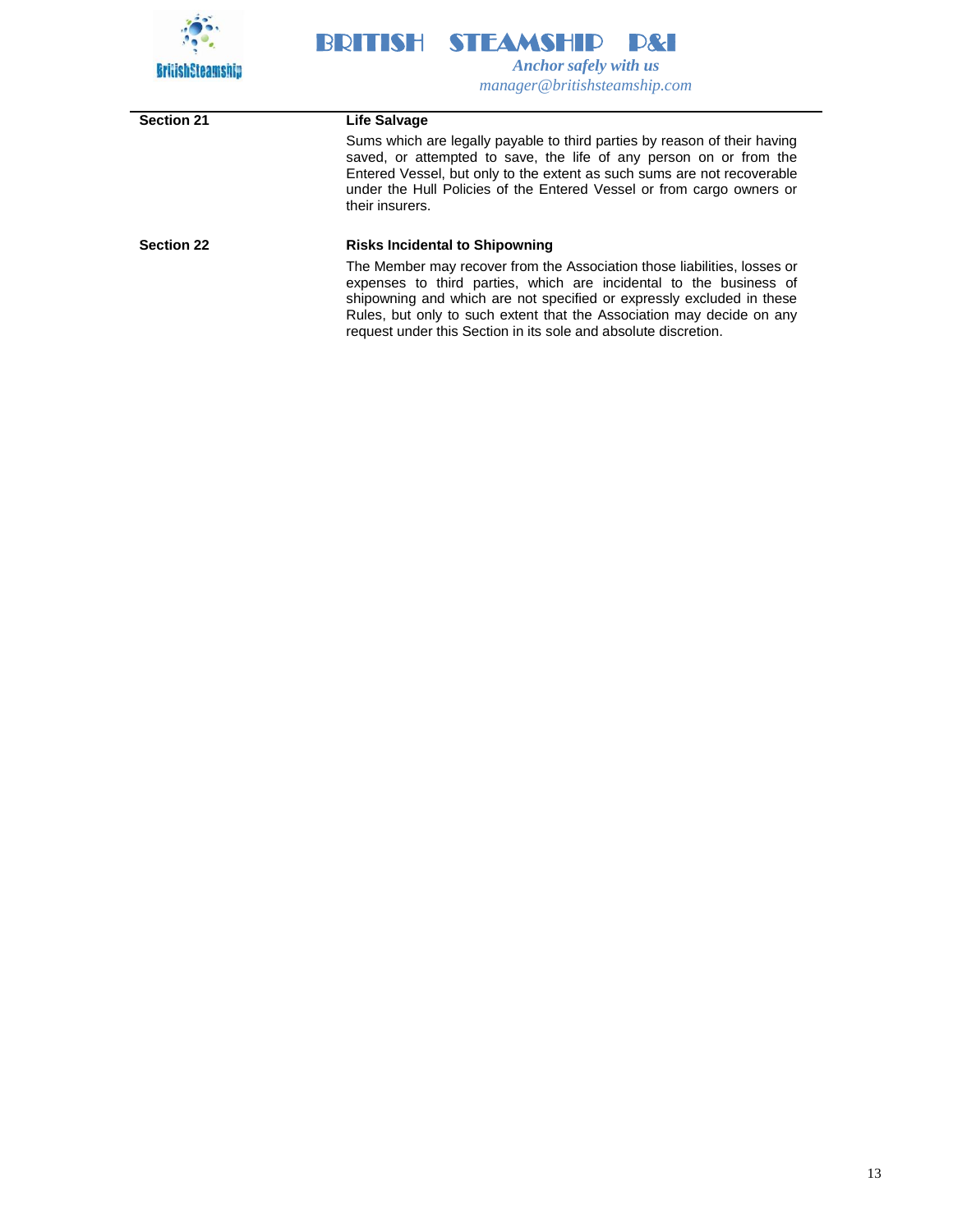**Section 21** **Life Salvage**

Sums which are legally payable to third parties by reason of their having saved, or attempted to save, the life of any person on or from the Entered Vessel, but only to the extent as such sums are not recoverable under the Hull Policies of the Entered Vessel or from cargo owners or their insurers.

**Section 22** **Risks Incidental to Shipowning**

The Member may recover from the Association those liabilities, losses or expenses to third parties, which are incidental to the business of shipowning and which are not specified or expressly excluded in these Rules, but only to such extent that the Association may decide on any request under this Section in its sole and absolute discretion.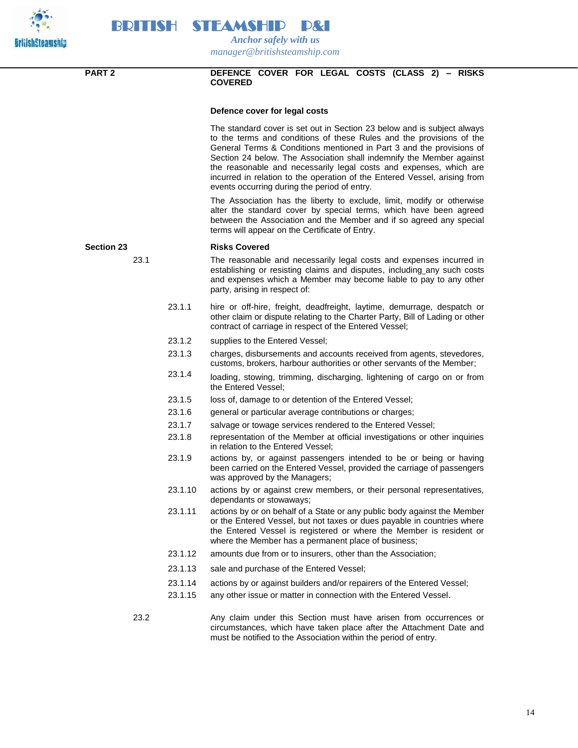## PART 2 — DEFENCE COVER FOR LEGAL COSTS (CLASS 2) – RISKS COVERED

### Defence cover for legal costs

The standard cover is set out in Section 23 below and is subject always to the terms and conditions of these Rules and the provisions of the General Terms & Conditions mentioned in Part 3 and the provisions of Section 24 below. The Association shall indemnify the Member against the reasonable and necessarily legal costs and expenses, which are incurred in relation to the operation of the Entered Vessel, arising from events occurring during the period of entry.

The Association has the liberty to exclude, limit, modify or otherwise alter the standard cover by special terms, which have been agreed between the Association and the Member and if so agreed any special terms will appear on the Certificate of Entry.

### Section 23 — Risks Covered

**23.1** The reasonable and necessarily legal costs and expenses incurred in establishing or resisting claims and disputes, including_any such costs and expenses which a Member may become liable to pay to any other party, arising in respect of:

- 23.1.1 hire or off-hire, freight, deadfreight, laytime, demurrage, despatch or other claim or dispute relating to the Charter Party, Bill of Lading or other contract of carriage in respect of the Entered Vessel;
- 23.1.2 supplies to the Entered Vessel;
- 23.1.3 charges, disbursements and accounts received from agents, stevedores, customs, brokers, harbour authorities or other servants of the Member;
- 23.1.4 loading, stowing, trimming, discharging, lightening of cargo on or from the Entered Vessel;
- 23.1.5 loss of, damage to or detention of the Entered Vessel;
- 23.1.6 general or particular average contributions or charges;
- 23.1.7 salvage or towage services rendered to the Entered Vessel;
- 23.1.8 representation of the Member at official investigations or other inquiries in relation to the Entered Vessel;
- 23.1.9 actions by, or against passengers intended to be or being or having been carried on the Entered Vessel, provided the carriage of passengers was approved by the Managers;
- 23.1.10 actions by or against crew members, or their personal representatives, dependants or stowaways;
- 23.1.11 actions by or on behalf of a State or any public body against the Member or the Entered Vessel, but not taxes or dues payable in countries where the Entered Vessel is registered or where the Member is resident or where the Member has a permanent place of business;
- 23.1.12 amounts due from or to insurers, other than the Association;
- 23.1.13 sale and purchase of the Entered Vessel;
- 23.1.14 actions by or against builders and/or repairers of the Entered Vessel;
- 23.1.15 any other issue or matter in connection with the Entered Vessel.

**23.2** Any claim under this Section must have arisen from occurrences or circumstances, which have taken place after the Attachment Date and must be notified to the Association within the period of entry.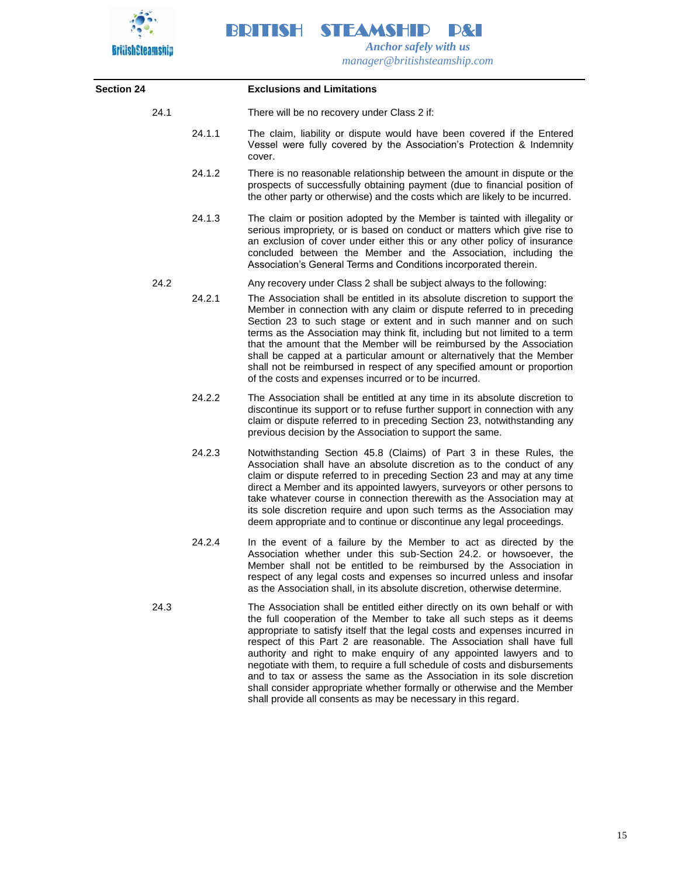## Section 24 Exclusions and Limitations

**24.1** There will be no recovery under Class 2 if:

**24.1.1** The claim, liability or dispute would have been covered if the Entered Vessel were fully covered by the Association's Protection & Indemnity cover.

**24.1.2** There is no reasonable relationship between the amount in dispute or the prospects of successfully obtaining payment (due to financial position of the other party or otherwise) and the costs which are likely to be incurred.

**24.1.3** The claim or position adopted by the Member is tainted with illegality or serious impropriety, or is based on conduct or matters which give rise to an exclusion of cover under either this or any other policy of insurance concluded between the Member and the Association, including the Association's General Terms and Conditions incorporated therein.

**24.2** Any recovery under Class 2 shall be subject always to the following:

**24.2.1** The Association shall be entitled in its absolute discretion to support the Member in connection with any claim or dispute referred to in preceding Section 23 to such stage or extent and in such manner and on such terms as the Association may think fit, including but not limited to a term that the amount that the Member will be reimbursed by the Association shall be capped at a particular amount or alternatively that the Member shall not be reimbursed in respect of any specified amount or proportion of the costs and expenses incurred or to be incurred.

**24.2.2** The Association shall be entitled at any time in its absolute discretion to discontinue its support or to refuse further support in connection with any claim or dispute referred to in preceding Section 23, notwithstanding any previous decision by the Association to support the same.

**24.2.3** Notwithstanding Section 45.8 (Claims) of Part 3 in these Rules, the Association shall have an absolute discretion as to the conduct of any claim or dispute referred to in preceding Section 23 and may at any time direct a Member and its appointed lawyers, surveyors or other persons to take whatever course in connection therewith as the Association may at its sole discretion require and upon such terms as the Association may deem appropriate and to continue or discontinue any legal proceedings.

**24.2.4** In the event of a failure by the Member to act as directed by the Association whether under this sub-Section 24.2. or howsoever, the Member shall not be entitled to be reimbursed by the Association in respect of any legal costs and expenses so incurred unless and insofar as the Association shall, in its absolute discretion, otherwise determine.

**24.3** The Association shall be entitled either directly on its own behalf or with the full cooperation of the Member to take all such steps as it deems appropriate to satisfy itself that the legal costs and expenses incurred in respect of this Part 2 are reasonable. The Association shall have full authority and right to make enquiry of any appointed lawyers and to negotiate with them, to require a full schedule of costs and disbursements and to tax or assess the same as the Association in its sole discretion shall consider appropriate whether formally or otherwise and the Member shall provide all consents as may be necessary in this regard.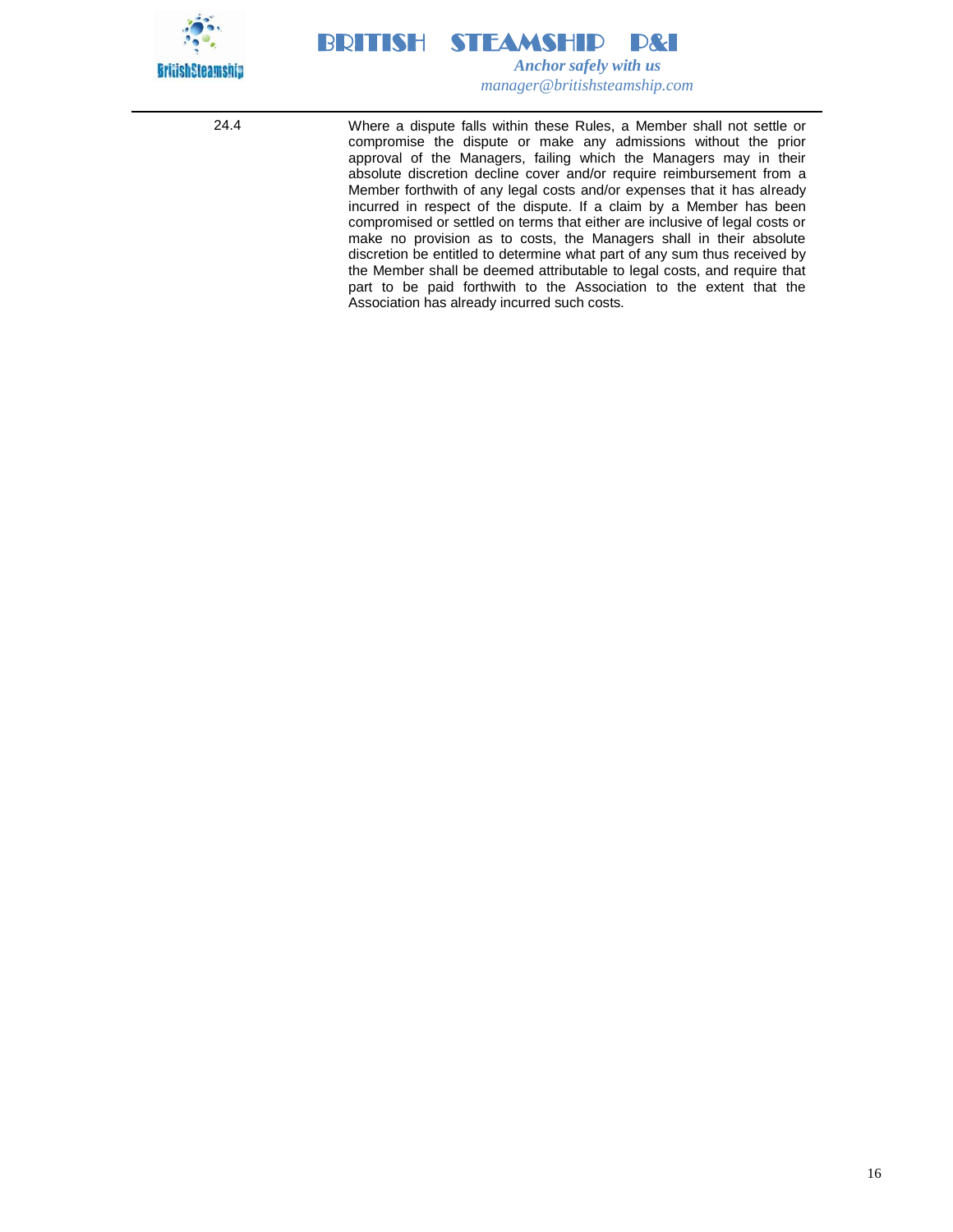24.4 Where a dispute falls within these Rules, a Member shall not settle or compromise the dispute or make any admissions without the prior approval of the Managers, failing which the Managers may in their absolute discretion decline cover and/or require reimbursement from a Member forthwith of any legal costs and/or expenses that it has already incurred in respect of the dispute. If a claim by a Member has been compromised or settled on terms that either are inclusive of legal costs or make no provision as to costs, the Managers shall in their absolute discretion be entitled to determine what part of any sum thus received by the Member shall be deemed attributable to legal costs, and require that part to be paid forthwith to the Association to the extent that the Association has already incurred such costs.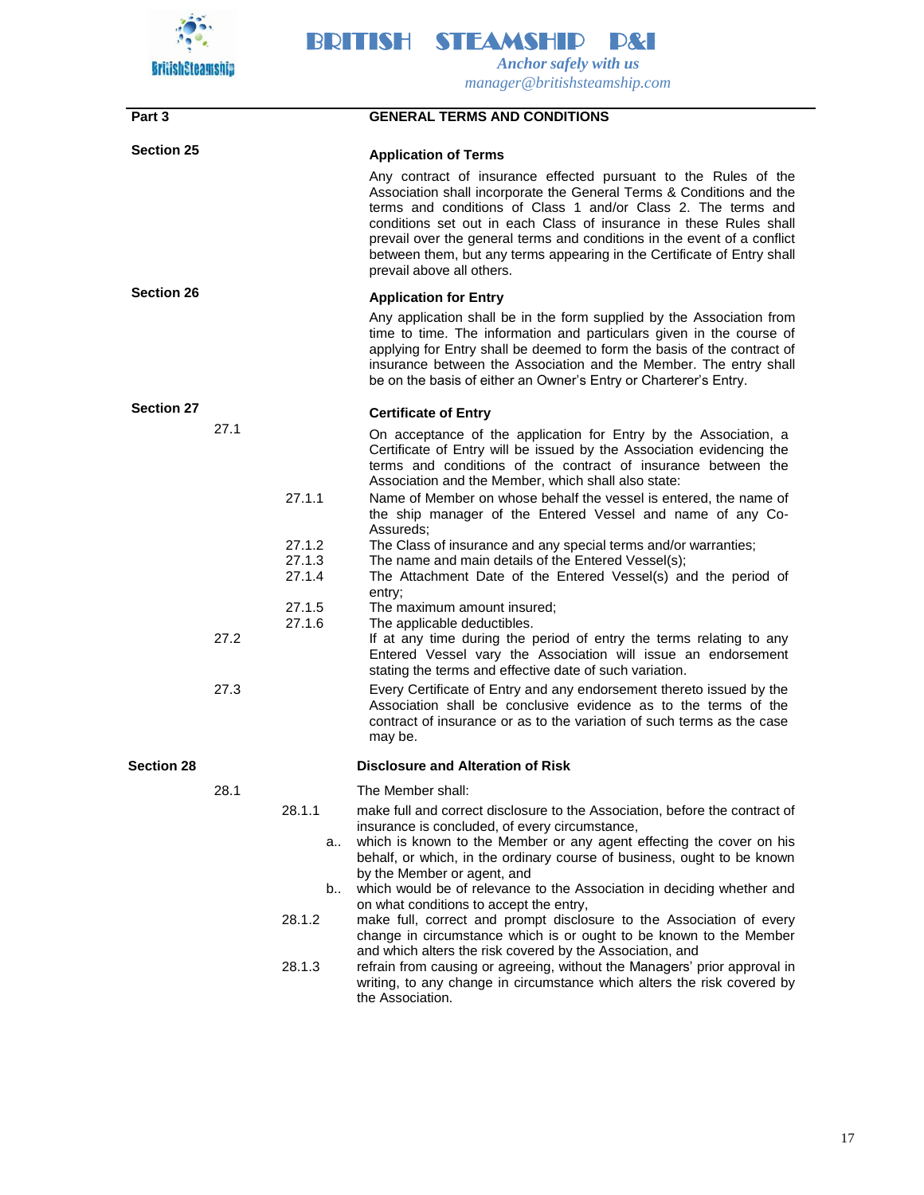## Part 3 — GENERAL TERMS AND CONDITIONS

### Section 25 — Application of Terms

Any contract of insurance effected pursuant to the Rules of the Association shall incorporate the General Terms & Conditions and the terms and conditions of Class 1 and/or Class 2. The terms and conditions set out in each Class of insurance in these Rules shall prevail over the general terms and conditions in the event of a conflict between them, but any terms appearing in the Certificate of Entry shall prevail above all others.

### Section 26 — Application for Entry

Any application shall be in the form supplied by the Association from time to time. The information and particulars given in the course of applying for Entry shall be deemed to form the basis of the contract of insurance between the Association and the Member. The entry shall be on the basis of either an Owner's Entry or Charterer's Entry.

### Section 27 — Certificate of Entry

27.1 On acceptance of the application for Entry by the Association, a Certificate of Entry will be issued by the Association evidencing the terms and conditions of the contract of insurance between the Association and the Member, which shall also state:

- 27.1.1 Name of Member on whose behalf the vessel is entered, the name of the ship manager of the Entered Vessel and name of any Co-Assureds;
- 27.1.2 The Class of insurance and any special terms and/or warranties;
- 27.1.3 The name and main details of the Entered Vessel(s);
- 27.1.4 The Attachment Date of the Entered Vessel(s) and the period of entry;
- 27.1.5 The maximum amount insured;
- 27.1.6 The applicable deductibles.

27.2 If at any time during the period of entry the terms relating to any Entered Vessel vary the Association will issue an endorsement stating the terms and effective date of such variation.

27.3 Every Certificate of Entry and any endorsement thereto issued by the Association shall be conclusive evidence as to the terms of the contract of insurance or as to the variation of such terms as the case may be.

### Section 28 — Disclosure and Alteration of Risk

28.1 The Member shall:

- 28.1.1 make full and correct disclosure to the Association, before the contract of insurance is concluded, of every circumstance,
  - a.. which is known to the Member or any agent effecting the cover on his behalf, or which, in the ordinary course of business, ought to be known by the Member or agent, and
  - b.. which would be of relevance to the Association in deciding whether and on what conditions to accept the entry,
- 28.1.2 make full, correct and prompt disclosure to the Association of every change in circumstance which is or ought to be known to the Member and which alters the risk covered by the Association, and
- 28.1.3 refrain from causing or agreeing, without the Managers' prior approval in writing, to any change in circumstance which alters the risk covered by the Association.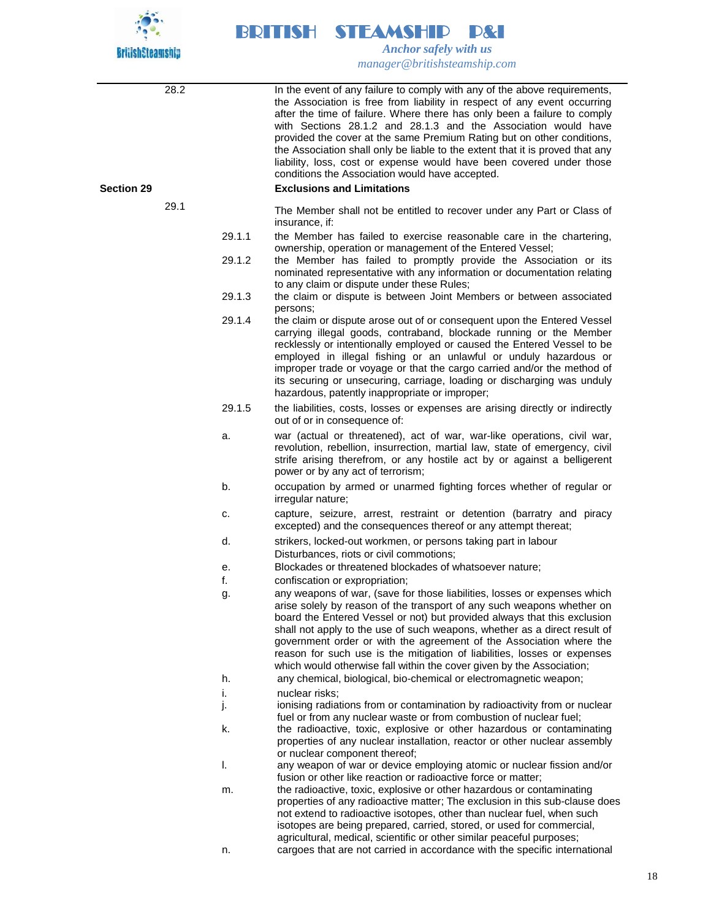28.2 In the event of any failure to comply with any of the above requirements, the Association is free from liability in respect of any event occurring after the time of failure. Where there has only been a failure to comply with Sections 28.1.2 and 28.1.3 and the Association would have provided the cover at the same Premium Rating but on other conditions, the Association shall only be liable to the extent that it is proved that any liability, loss, cost or expense would have been covered under those conditions the Association would have accepted.

**Section 29** **Exclusions and Limitations**

29.1 The Member shall not be entitled to recover under any Part or Class of insurance, if:

29.1.1 the Member has failed to exercise reasonable care in the chartering, ownership, operation or management of the Entered Vessel;

29.1.2 the Member has failed to promptly provide the Association or its nominated representative with any information or documentation relating to any claim or dispute under these Rules;

29.1.3 the claim or dispute is between Joint Members or between associated persons;

29.1.4 the claim or dispute arose out of or consequent upon the Entered Vessel carrying illegal goods, contraband, blockade running or the Member recklessly or intentionally employed or caused the Entered Vessel to be employed in illegal fishing or an unlawful or unduly hazardous or improper trade or voyage or that the cargo carried and/or the method of its securing or unsecuring, carriage, loading or discharging was unduly hazardous, patently inappropriate or improper;

29.1.5 the liabilities, costs, losses or expenses are arising directly or indirectly out of or in consequence of:

a. war (actual or threatened), act of war, war-like operations, civil war, revolution, rebellion, insurrection, martial law, state of emergency, civil strife arising therefrom, or any hostile act by or against a belligerent power or by any act of terrorism;

b. occupation by armed or unarmed fighting forces whether of regular or irregular nature;

c. capture, seizure, arrest, restraint or detention (barratry and piracy excepted) and the consequences thereof or any attempt thereat;

d. strikers, locked-out workmen, or persons taking part in labour Disturbances, riots or civil commotions;

e. Blockades or threatened blockades of whatsoever nature;

f. confiscation or expropriation;

g. any weapons of war, (save for those liabilities, losses or expenses which arise solely by reason of the transport of any such weapons whether on board the Entered Vessel or not) but provided always that this exclusion shall not apply to the use of such weapons, whether as a direct result of government order or with the agreement of the Association where the reason for such use is the mitigation of liabilities, losses or expenses which would otherwise fall within the cover given by the Association;

h. any chemical, biological, bio-chemical or electromagnetic weapon;

i. nuclear risks;

j. ionising radiations from or contamination by radioactivity from or nuclear fuel or from any nuclear waste or from combustion of nuclear fuel;

k. the radioactive, toxic, explosive or other hazardous or contaminating properties of any nuclear installation, reactor or other nuclear assembly or nuclear component thereof;

l. any weapon of war or device employing atomic or nuclear fission and/or fusion or other like reaction or radioactive force or matter;

m. the radioactive, toxic, explosive or other hazardous or contaminating properties of any radioactive matter; The exclusion in this sub-clause does not extend to radioactive isotopes, other than nuclear fuel, when such isotopes are being prepared, carried, stored, or used for commercial, agricultural, medical, scientific or other similar peaceful purposes;

n. cargoes that are not carried in accordance with the specific international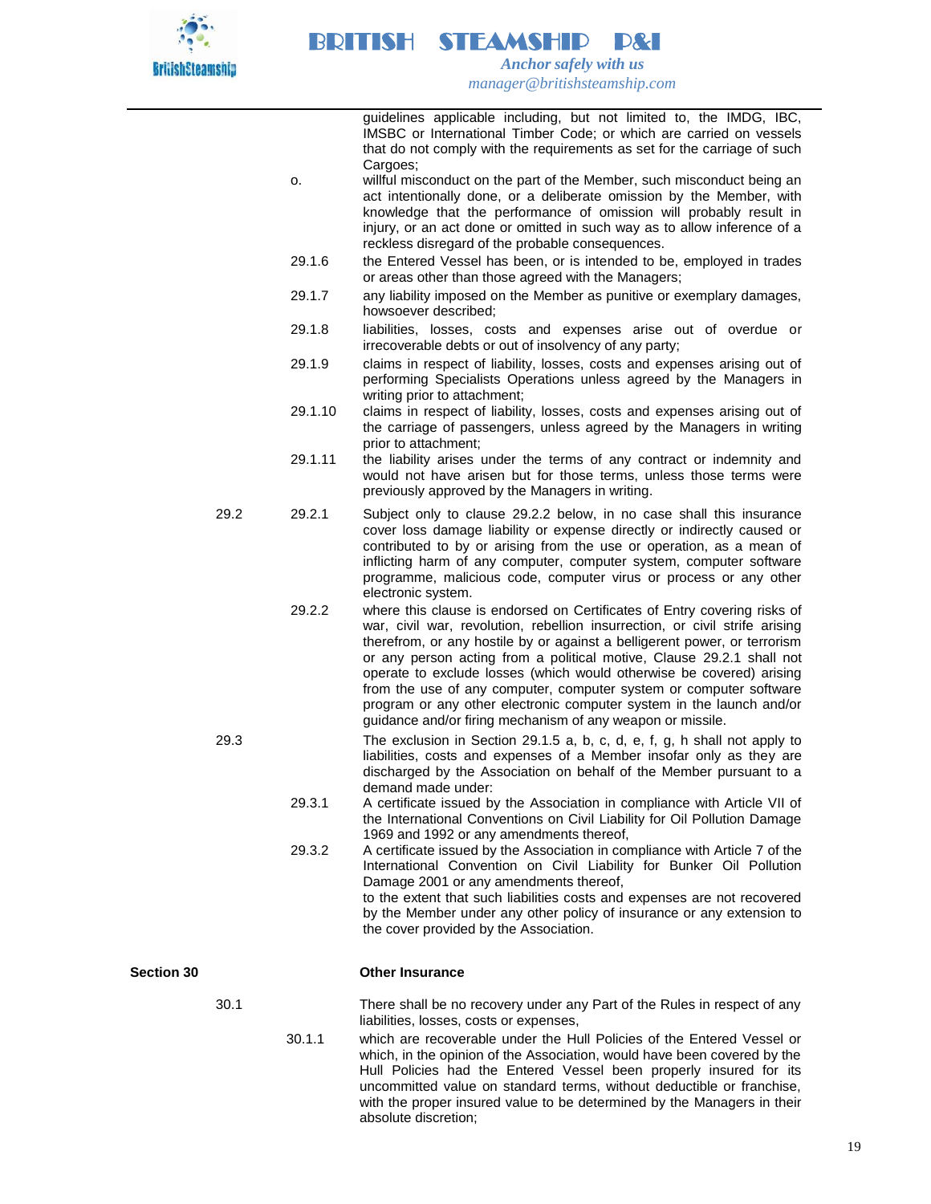guidelines applicable including, but not limited to, the IMDG, IBC, IMSBC or International Timber Code; or which are carried on vessels that do not comply with the requirements as set for the carriage of such Cargoes;

o. willful misconduct on the part of the Member, such misconduct being an act intentionally done, or a deliberate omission by the Member, with knowledge that the performance of omission will probably result in injury, or an act done or omitted in such way as to allow inference of a reckless disregard of the probable consequences.

29.1.6 the Entered Vessel has been, or is intended to be, employed in trades or areas other than those agreed with the Managers;

29.1.7 any liability imposed on the Member as punitive or exemplary damages, howsoever described;

29.1.8 liabilities, losses, costs and expenses arise out of overdue or irrecoverable debts or out of insolvency of any party;

29.1.9 claims in respect of liability, losses, costs and expenses arising out of performing Specialists Operations unless agreed by the Managers in writing prior to attachment;

29.1.10 claims in respect of liability, losses, costs and expenses arising out of the carriage of passengers, unless agreed by the Managers in writing prior to attachment;

29.1.11 the liability arises under the terms of any contract or indemnity and would not have arisen but for those terms, unless those terms were previously approved by the Managers in writing.

29.2

29.2.1 Subject only to clause 29.2.2 below, in no case shall this insurance cover loss damage liability or expense directly or indirectly caused or contributed to by or arising from the use or operation, as a mean of inflicting harm of any computer, computer system, computer software programme, malicious code, computer virus or process or any other electronic system.

29.2.2 where this clause is endorsed on Certificates of Entry covering risks of war, civil war, revolution, rebellion insurrection, or civil strife arising therefrom, or any hostile by or against a belligerent power, or terrorism or any person acting from a political motive, Clause 29.2.1 shall not operate to exclude losses (which would otherwise be covered) arising from the use of any computer, computer system or computer software program or any other electronic computer system in the launch and/or guidance and/or firing mechanism of any weapon or missile.

29.3 The exclusion in Section 29.1.5 a, b, c, d, e, f, g, h shall not apply to liabilities, costs and expenses of a Member insofar only as they are discharged by the Association on behalf of the Member pursuant to a demand made under:

29.3.1 A certificate issued by the Association in compliance with Article VII of the International Conventions on Civil Liability for Oil Pollution Damage 1969 and 1992 or any amendments thereof,

29.3.2 A certificate issued by the Association in compliance with Article 7 of the International Convention on Civil Liability for Bunker Oil Pollution Damage 2001 or any amendments thereof,

to the extent that such liabilities costs and expenses are not recovered by the Member under any other policy of insurance or any extension to the cover provided by the Association.

## Section 30 Other Insurance

30.1 There shall be no recovery under any Part of the Rules in respect of any liabilities, losses, costs or expenses,

30.1.1 which are recoverable under the Hull Policies of the Entered Vessel or which, in the opinion of the Association, would have been covered by the Hull Policies had the Entered Vessel been properly insured for its uncommitted value on standard terms, without deductible or franchise, with the proper insured value to be determined by the Managers in their absolute discretion;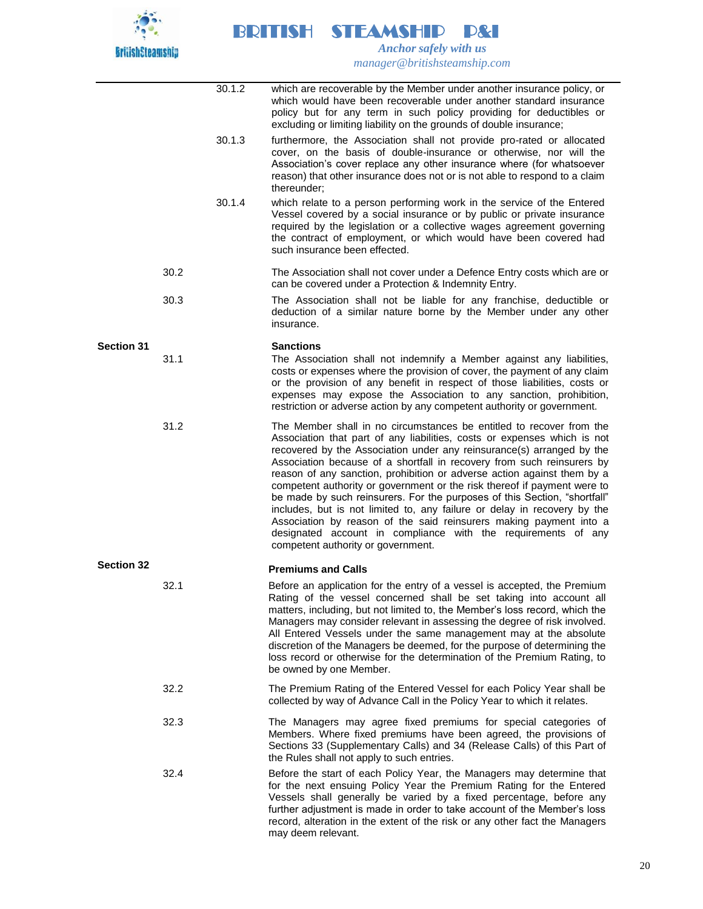30.1.2 which are recoverable by the Member under another insurance policy, or which would have been recoverable under another standard insurance policy but for any term in such policy providing for deductibles or excluding or limiting liability on the grounds of double insurance;

30.1.3 furthermore, the Association shall not provide pro-rated or allocated cover, on the basis of double-insurance or otherwise, nor will the Association's cover replace any other insurance where (for whatsoever reason) that other insurance does not or is not able to respond to a claim thereunder;

30.1.4 which relate to a person performing work in the service of the Entered Vessel covered by a social insurance or by public or private insurance required by the legislation or a collective wages agreement governing the contract of employment, or which would have been covered had such insurance been effected.

30.2 The Association shall not cover under a Defence Entry costs which are or can be covered under a Protection & Indemnity Entry.

30.3 The Association shall not be liable for any franchise, deductible or deduction of a similar nature borne by the Member under any other insurance.

**Section 31** **Sanctions**

31.1 The Association shall not indemnify a Member against any liabilities, costs or expenses where the provision of cover, the payment of any claim or the provision of any benefit in respect of those liabilities, costs or expenses may expose the Association to any sanction, prohibition, restriction or adverse action by any competent authority or government.

31.2 The Member shall in no circumstances be entitled to recover from the Association that part of any liabilities, costs or expenses which is not recovered by the Association under any reinsurance(s) arranged by the Association because of a shortfall in recovery from such reinsurers by reason of any sanction, prohibition or adverse action against them by a competent authority or government or the risk thereof if payment were to be made by such reinsurers. For the purposes of this Section, "shortfall" includes, but is not limited to, any failure or delay in recovery by the Association by reason of the said reinsurers making payment into a designated account in compliance with the requirements of any competent authority or government.

**Section 32** **Premiums and Calls**

32.1 Before an application for the entry of a vessel is accepted, the Premium Rating of the vessel concerned shall be set taking into account all matters, including, but not limited to, the Member's loss record, which the Managers may consider relevant in assessing the degree of risk involved. All Entered Vessels under the same management may at the absolute discretion of the Managers be deemed, for the purpose of determining the loss record or otherwise for the determination of the Premium Rating, to be owned by one Member.

32.2 The Premium Rating of the Entered Vessel for each Policy Year shall be collected by way of Advance Call in the Policy Year to which it relates.

32.3 The Managers may agree fixed premiums for special categories of Members. Where fixed premiums have been agreed, the provisions of Sections 33 (Supplementary Calls) and 34 (Release Calls) of this Part of the Rules shall not apply to such entries.

32.4 Before the start of each Policy Year, the Managers may determine that for the next ensuing Policy Year the Premium Rating for the Entered Vessels shall generally be varied by a fixed percentage, before any further adjustment is made in order to take account of the Member's loss record, alteration in the extent of the risk or any other fact the Managers may deem relevant.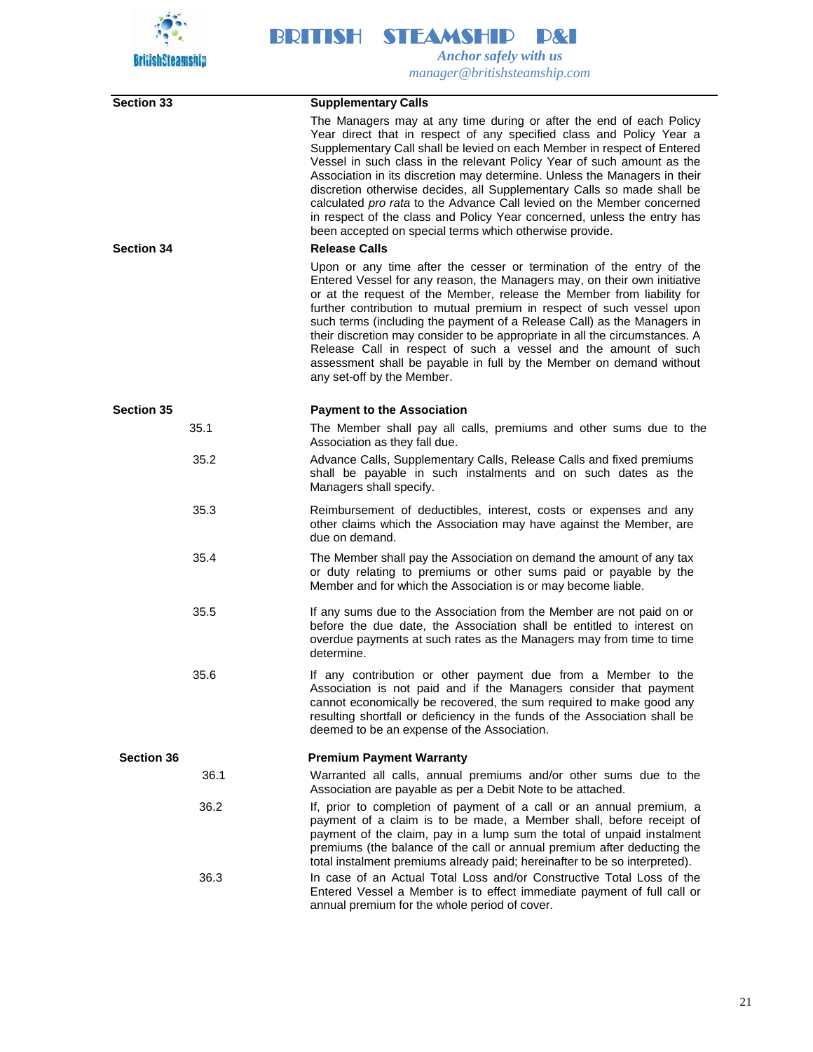## Section 33 Supplementary Calls

The Managers may at any time during or after the end of each Policy Year direct that in respect of any specified class and Policy Year a Supplementary Call shall be levied on each Member in respect of Entered Vessel in such class in the relevant Policy Year of such amount as the Association in its discretion may determine. Unless the Managers in their discretion otherwise decides, all Supplementary Calls so made shall be calculated *pro rata* to the Advance Call levied on the Member concerned in respect of the class and Policy Year concerned, unless the entry has been accepted on special terms which otherwise provide.

## Section 34 Release Calls

Upon or any time after the cesser or termination of the entry of the Entered Vessel for any reason, the Managers may, on their own initiative or at the request of the Member, release the Member from liability for further contribution to mutual premium in respect of such vessel upon such terms (including the payment of a Release Call) as the Managers in their discretion may consider to be appropriate in all the circumstances. A Release Call in respect of such a vessel and the amount of such assessment shall be payable in full by the Member on demand without any set-off by the Member.

## Section 35 Payment to the Association

35.1 The Member shall pay all calls, premiums and other sums due to the Association as they fall due.

35.2 Advance Calls, Supplementary Calls, Release Calls and fixed premiums shall be payable in such instalments and on such dates as the Managers shall specify.

35.3 Reimbursement of deductibles, interest, costs or expenses and any other claims which the Association may have against the Member, are due on demand.

35.4 The Member shall pay the Association on demand the amount of any tax or duty relating to premiums or other sums paid or payable by the Member and for which the Association is or may become liable.

35.5 If any sums due to the Association from the Member are not paid on or before the due date, the Association shall be entitled to interest on overdue payments at such rates as the Managers may from time to time determine.

35.6 If any contribution or other payment due from a Member to the Association is not paid and if the Managers consider that payment cannot economically be recovered, the sum required to make good any resulting shortfall or deficiency in the funds of the Association shall be deemed to be an expense of the Association.

## Section 36 Premium Payment Warranty

36.1 Warranted all calls, annual premiums and/or other sums due to the Association are payable as per a Debit Note to be attached.

36.2 If, prior to completion of payment of a call or an annual premium, a payment of a claim is to be made, a Member shall, before receipt of payment of the claim, pay in a lump sum the total of unpaid instalment premiums (the balance of the call or annual premium after deducting the total instalment premiums already paid; hereinafter to be so interpreted).

36.3 In case of an Actual Total Loss and/or Constructive Total Loss of the Entered Vessel a Member is to effect immediate payment of full call or annual premium for the whole period of cover.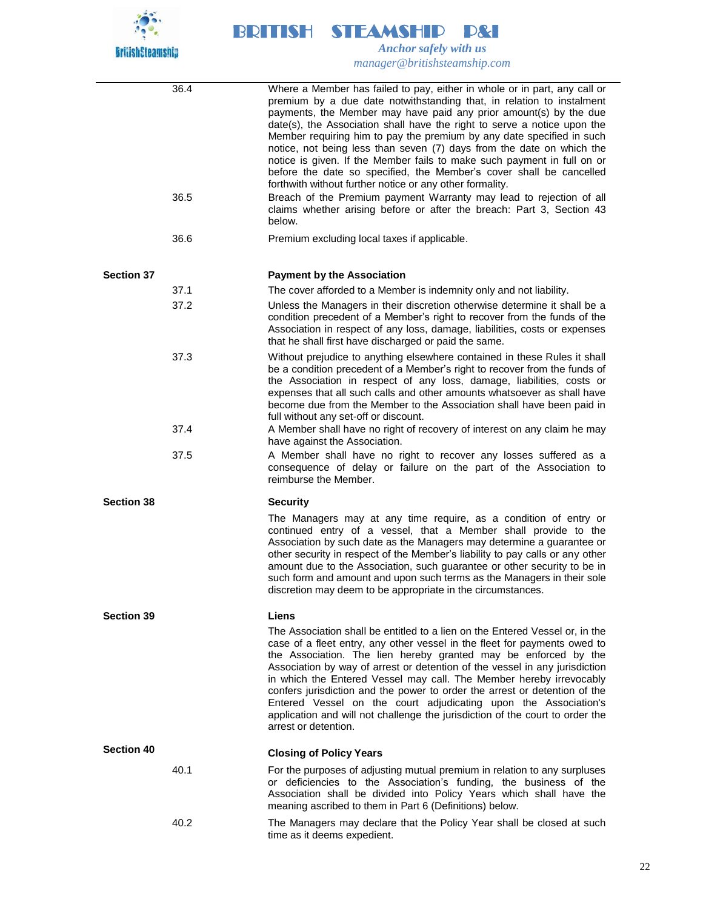36.4 Where a Member has failed to pay, either in whole or in part, any call or premium by a due date notwithstanding that, in relation to instalment payments, the Member may have paid any prior amount(s) by the due date(s), the Association shall have the right to serve a notice upon the Member requiring him to pay the premium by any date specified in such notice, not being less than seven (7) days from the date on which the notice is given. If the Member fails to make such payment in full on or before the date so specified, the Member's cover shall be cancelled forthwith without further notice or any other formality.

36.5 Breach of the Premium payment Warranty may lead to rejection of all claims whether arising before or after the breach: Part 3, Section 43 below.

36.6 Premium excluding local taxes if applicable.

## Section 37 — Payment by the Association

37.1 The cover afforded to a Member is indemnity only and not liability.

37.2 Unless the Managers in their discretion otherwise determine it shall be a condition precedent of a Member's right to recover from the funds of the Association in respect of any loss, damage, liabilities, costs or expenses that he shall first have discharged or paid the same.

37.3 Without prejudice to anything elsewhere contained in these Rules it shall be a condition precedent of a Member's right to recover from the funds of the Association in respect of any loss, damage, liabilities, costs or expenses that all such calls and other amounts whatsoever as shall have become due from the Member to the Association shall have been paid in full without any set-off or discount.

37.4 A Member shall have no right of recovery of interest on any claim he may have against the Association.

37.5 A Member shall have no right to recover any losses suffered as a consequence of delay or failure on the part of the Association to reimburse the Member.

## Section 38 — Security

The Managers may at any time require, as a condition of entry or continued entry of a vessel, that a Member shall provide to the Association by such date as the Managers may determine a guarantee or other security in respect of the Member's liability to pay calls or any other amount due to the Association, such guarantee or other security to be in such form and amount and upon such terms as the Managers in their sole discretion may deem to be appropriate in the circumstances.

## Section 39 — Liens

The Association shall be entitled to a lien on the Entered Vessel or, in the case of a fleet entry, any other vessel in the fleet for payments owed to the Association. The lien hereby granted may be enforced by the Association by way of arrest or detention of the vessel in any jurisdiction in which the Entered Vessel may call. The Member hereby irrevocably confers jurisdiction and the power to order the arrest or detention of the Entered Vessel on the court adjudicating upon the Association's application and will not challenge the jurisdiction of the court to order the arrest or detention.

## Section 40 — Closing of Policy Years

40.1 For the purposes of adjusting mutual premium in relation to any surpluses or deficiencies to the Association's funding, the business of the Association shall be divided into Policy Years which shall have the meaning ascribed to them in Part 6 (Definitions) below.

40.2 The Managers may declare that the Policy Year shall be closed at such time as it deems expedient.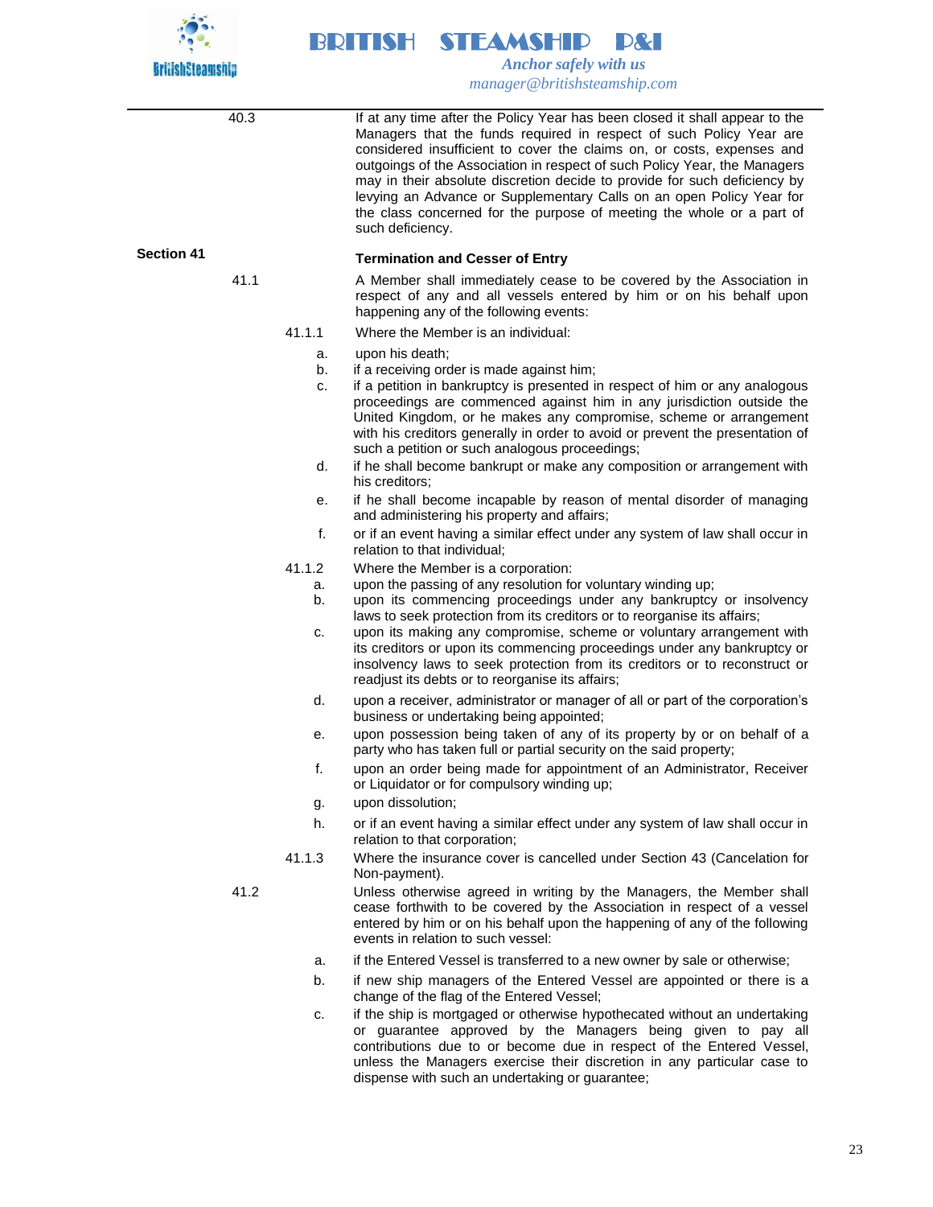40.3 If at any time after the Policy Year has been closed it shall appear to the Managers that the funds required in respect of such Policy Year are considered insufficient to cover the claims on, or costs, expenses and outgoings of the Association in respect of such Policy Year, the Managers may in their absolute discretion decide to provide for such deficiency by levying an Advance or Supplementary Calls on an open Policy Year for the class concerned for the purpose of meeting the whole or a part of such deficiency.

## Section 41 — Termination and Cesser of Entry

41.1 A Member shall immediately cease to be covered by the Association in respect of any and all vessels entered by him or on his behalf upon happening any of the following events:

41.1.1 Where the Member is an individual:

a. upon his death;

b. if a receiving order is made against him;

c. if a petition in bankruptcy is presented in respect of him or any analogous proceedings are commenced against him in any jurisdiction outside the United Kingdom, or he makes any compromise, scheme or arrangement with his creditors generally in order to avoid or prevent the presentation of such a petition or such analogous proceedings;

d. if he shall become bankrupt or make any composition or arrangement with his creditors;

e. if he shall become incapable by reason of mental disorder of managing and administering his property and affairs;

f. or if an event having a similar effect under any system of law shall occur in relation to that individual;

41.1.2 Where the Member is a corporation:

a. upon the passing of any resolution for voluntary winding up;

b. upon its commencing proceedings under any bankruptcy or insolvency laws to seek protection from its creditors or to reorganise its affairs;

c. upon its making any compromise, scheme or voluntary arrangement with its creditors or upon its commencing proceedings under any bankruptcy or insolvency laws to seek protection from its creditors or to reconstruct or readjust its debts or to reorganise its affairs;

d. upon a receiver, administrator or manager of all or part of the corporation's business or undertaking being appointed;

e. upon possession being taken of any of its property by or on behalf of a party who has taken full or partial security on the said property;

f. upon an order being made for appointment of an Administrator, Receiver or Liquidator or for compulsory winding up;

g. upon dissolution;

h. or if an event having a similar effect under any system of law shall occur in relation to that corporation;

41.1.3 Where the insurance cover is cancelled under Section 43 (Cancelation for Non-payment).

41.2 Unless otherwise agreed in writing by the Managers, the Member shall cease forthwith to be covered by the Association in respect of a vessel entered by him or on his behalf upon the happening of any of the following events in relation to such vessel:

a. if the Entered Vessel is transferred to a new owner by sale or otherwise;

b. if new ship managers of the Entered Vessel are appointed or there is a change of the flag of the Entered Vessel;

c. if the ship is mortgaged or otherwise hypothecated without an undertaking or guarantee approved by the Managers being given to pay all contributions due to or become due in respect of the Entered Vessel, unless the Managers exercise their discretion in any particular case to dispense with such an undertaking or guarantee;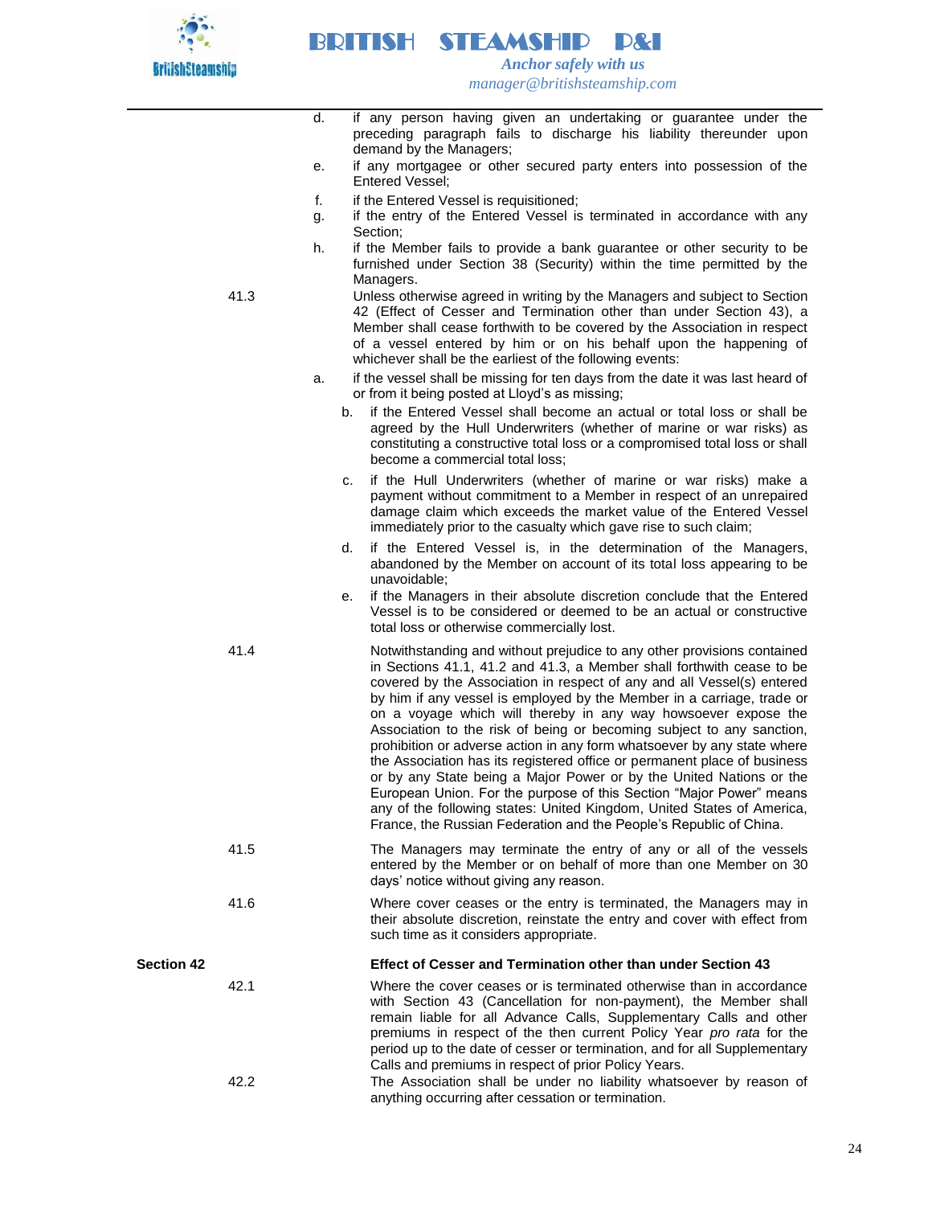d. if any person having given an undertaking or guarantee under the preceding paragraph fails to discharge his liability thereunder upon demand by the Managers;

e. if any mortgagee or other secured party enters into possession of the Entered Vessel;

f. if the Entered Vessel is requisitioned;

g. if the entry of the Entered Vessel is terminated in accordance with any Section;

h. if the Member fails to provide a bank guarantee or other security to be furnished under Section 38 (Security) within the time permitted by the Managers.

41.3 Unless otherwise agreed in writing by the Managers and subject to Section 42 (Effect of Cesser and Termination other than under Section 43), a Member shall cease forthwith to be covered by the Association in respect of a vessel entered by him or on his behalf upon the happening of whichever shall be the earliest of the following events:

a. if the vessel shall be missing for ten days from the date it was last heard of or from it being posted at Lloyd's as missing;

b. if the Entered Vessel shall become an actual or total loss or shall be agreed by the Hull Underwriters (whether of marine or war risks) as constituting a constructive total loss or a compromised total loss or shall become a commercial total loss;

c. if the Hull Underwriters (whether of marine or war risks) make a payment without commitment to a Member in respect of an unrepaired damage claim which exceeds the market value of the Entered Vessel immediately prior to the casualty which gave rise to such claim;

d. if the Entered Vessel is, in the determination of the Managers, abandoned by the Member on account of its total loss appearing to be unavoidable;

e. if the Managers in their absolute discretion conclude that the Entered Vessel is to be considered or deemed to be an actual or constructive total loss or otherwise commercially lost.

41.4 Notwithstanding and without prejudice to any other provisions contained in Sections 41.1, 41.2 and 41.3, a Member shall forthwith cease to be covered by the Association in respect of any and all Vessel(s) entered by him if any vessel is employed by the Member in a carriage, trade or on a voyage which will thereby in any way howsoever expose the Association to the risk of being or becoming subject to any sanction, prohibition or adverse action in any form whatsoever by any state where the Association has its registered office or permanent place of business or by any State being a Major Power or by the United Nations or the European Union. For the purpose of this Section "Major Power" means any of the following states: United Kingdom, United States of America, France, the Russian Federation and the People's Republic of China.

41.5 The Managers may terminate the entry of any or all of the vessels entered by the Member or on behalf of more than one Member on 30 days' notice without giving any reason.

41.6 Where cover ceases or the entry is terminated, the Managers may in their absolute discretion, reinstate the entry and cover with effect from such time as it considers appropriate.

## Section 42 Effect of Cesser and Termination other than under Section 43

42.1 Where the cover ceases or is terminated otherwise than in accordance with Section 43 (Cancellation for non-payment), the Member shall remain liable for all Advance Calls, Supplementary Calls and other premiums in respect of the then current Policy Year *pro rata* for the period up to the date of cesser or termination, and for all Supplementary Calls and premiums in respect of prior Policy Years.

42.2 The Association shall be under no liability whatsoever by reason of anything occurring after cessation or termination.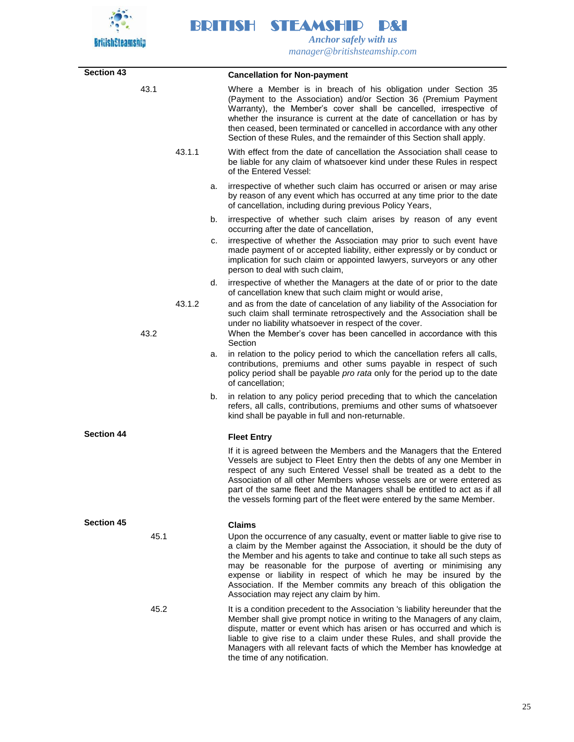## Section 43 Cancellation for Non-payment

43.1 Where a Member is in breach of his obligation under Section 35 (Payment to the Association) and/or Section 36 (Premium Payment Warranty), the Member's cover shall be cancelled, irrespective of whether the insurance is current at the date of cancellation or has by then ceased, been terminated or cancelled in accordance with any other Section of these Rules, and the remainder of this Section shall apply.

43.1.1 With effect from the date of cancellation the Association shall cease to be liable for any claim of whatsoever kind under these Rules in respect of the Entered Vessel:

a. irrespective of whether such claim has occurred or arisen or may arise by reason of any event which has occurred at any time prior to the date of cancellation, including during previous Policy Years,

b. irrespective of whether such claim arises by reason of any event occurring after the date of cancellation,

c. irrespective of whether the Association may prior to such event have made payment of or accepted liability, either expressly or by conduct or implication for such claim or appointed lawyers, surveyors or any other person to deal with such claim,

d. irrespective of whether the Managers at the date of or prior to the date of cancellation knew that such claim might or would arise,

43.1.2 and as from the date of cancelation of any liability of the Association for such claim shall terminate retrospectively and the Association shall be under no liability whatsoever in respect of the cover.

43.2 When the Member's cover has been cancelled in accordance with this Section

a. in relation to the policy period to which the cancellation refers all calls, contributions, premiums and other sums payable in respect of such policy period shall be payable *pro rata* only for the period up to the date of cancellation;

b. in relation to any policy period preceding that to which the cancelation refers, all calls, contributions, premiums and other sums of whatsoever kind shall be payable in full and non-returnable.

## Section 44 Fleet Entry

If it is agreed between the Members and the Managers that the Entered Vessels are subject to Fleet Entry then the debts of any one Member in respect of any such Entered Vessel shall be treated as a debt to the Association of all other Members whose vessels are or were entered as part of the same fleet and the Managers shall be entitled to act as if all the vessels forming part of the fleet were entered by the same Member.

## Section 45 Claims

45.1 Upon the occurrence of any casualty, event or matter liable to give rise to a claim by the Member against the Association, it should be the duty of the Member and his agents to take and continue to take all such steps as may be reasonable for the purpose of averting or minimising any expense or liability in respect of which he may be insured by the Association. If the Member commits any breach of this obligation the Association may reject any claim by him.

45.2 It is a condition precedent to the Association 's liability hereunder that the Member shall give prompt notice in writing to the Managers of any claim, dispute, matter or event which has arisen or has occurred and which is liable to give rise to a claim under these Rules, and shall provide the Managers with all relevant facts of which the Member has knowledge at the time of any notification.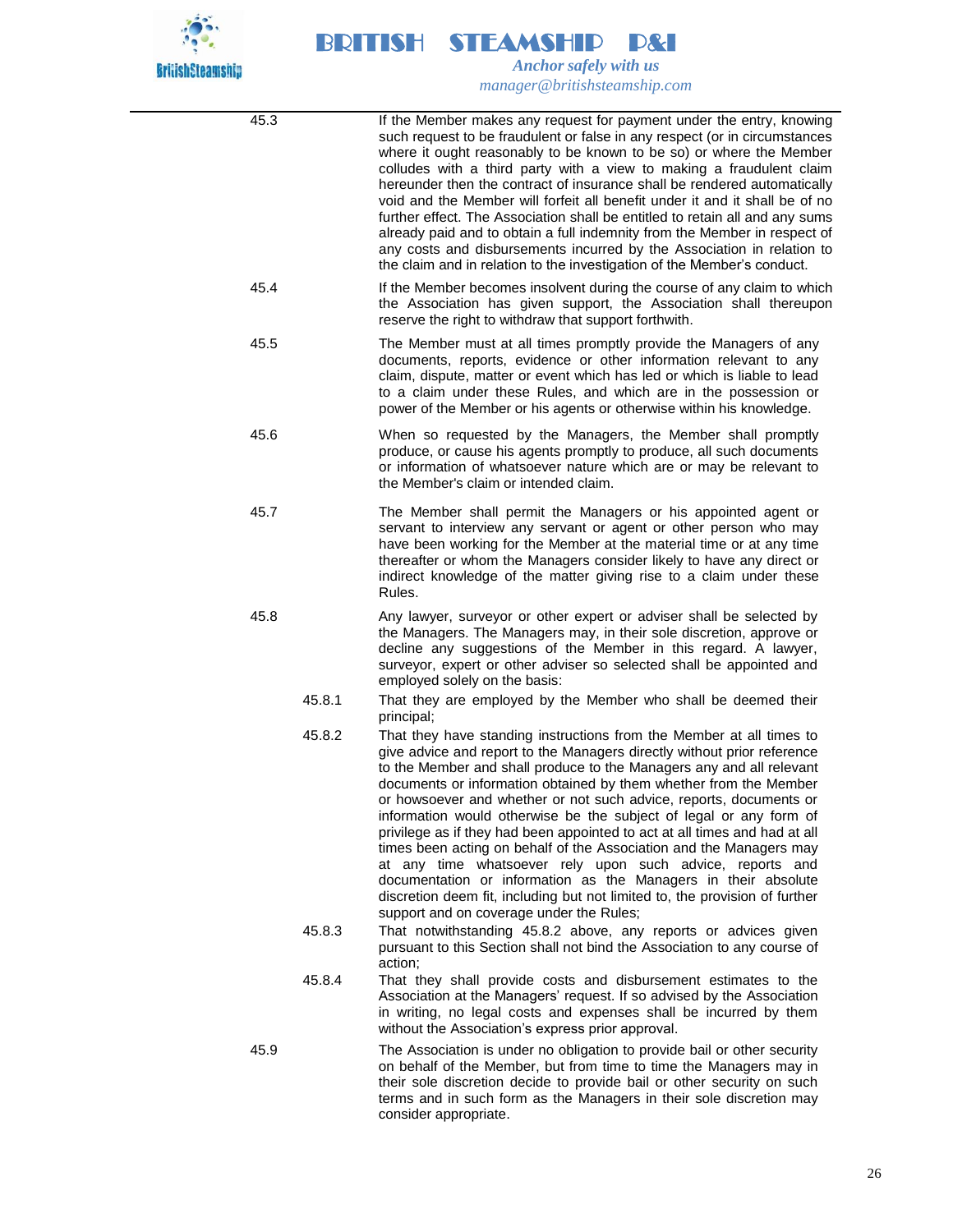45.3 If the Member makes any request for payment under the entry, knowing such request to be fraudulent or false in any respect (or in circumstances where it ought reasonably to be known to be so) or where the Member colludes with a third party with a view to making a fraudulent claim hereunder then the contract of insurance shall be rendered automatically void and the Member will forfeit all benefit under it and it shall be of no further effect. The Association shall be entitled to retain all and any sums already paid and to obtain a full indemnity from the Member in respect of any costs and disbursements incurred by the Association in relation to the claim and in relation to the investigation of the Member's conduct.

45.4 If the Member becomes insolvent during the course of any claim to which the Association has given support, the Association shall thereupon reserve the right to withdraw that support forthwith.

45.5 The Member must at all times promptly provide the Managers of any documents, reports, evidence or other information relevant to any claim, dispute, matter or event which has led or which is liable to lead to a claim under these Rules, and which are in the possession or power of the Member or his agents or otherwise within his knowledge.

45.6 When so requested by the Managers, the Member shall promptly produce, or cause his agents promptly to produce, all such documents or information of whatsoever nature which are or may be relevant to the Member's claim or intended claim.

45.7 The Member shall permit the Managers or his appointed agent or servant to interview any servant or agent or other person who may have been working for the Member at the material time or at any time thereafter or whom the Managers consider likely to have any direct or indirect knowledge of the matter giving rise to a claim under these Rules.

45.8 Any lawyer, surveyor or other expert or adviser shall be selected by the Managers. The Managers may, in their sole discretion, approve or decline any suggestions of the Member in this regard. A lawyer, surveyor, expert or other adviser so selected shall be appointed and employed solely on the basis:

45.8.1 That they are employed by the Member who shall be deemed their principal;

45.8.2 That they have standing instructions from the Member at all times to give advice and report to the Managers directly without prior reference to the Member and shall produce to the Managers any and all relevant documents or information obtained by them whether from the Member or howsoever and whether or not such advice, reports, documents or information would otherwise be the subject of legal or any form of privilege as if they had been appointed to act at all times and had at all times been acting on behalf of the Association and the Managers may at any time whatsoever rely upon such advice, reports and documentation or information as the Managers in their absolute discretion deem fit, including but not limited to, the provision of further support and on coverage under the Rules;

45.8.3 That notwithstanding 45.8.2 above, any reports or advices given pursuant to this Section shall not bind the Association to any course of action;

45.8.4 That they shall provide costs and disbursement estimates to the Association at the Managers' request. If so advised by the Association in writing, no legal costs and expenses shall be incurred by them without the Association's express prior approval.

45.9 The Association is under no obligation to provide bail or other security on behalf of the Member, but from time to time the Managers may in their sole discretion decide to provide bail or other security on such terms and in such form as the Managers in their sole discretion may consider appropriate.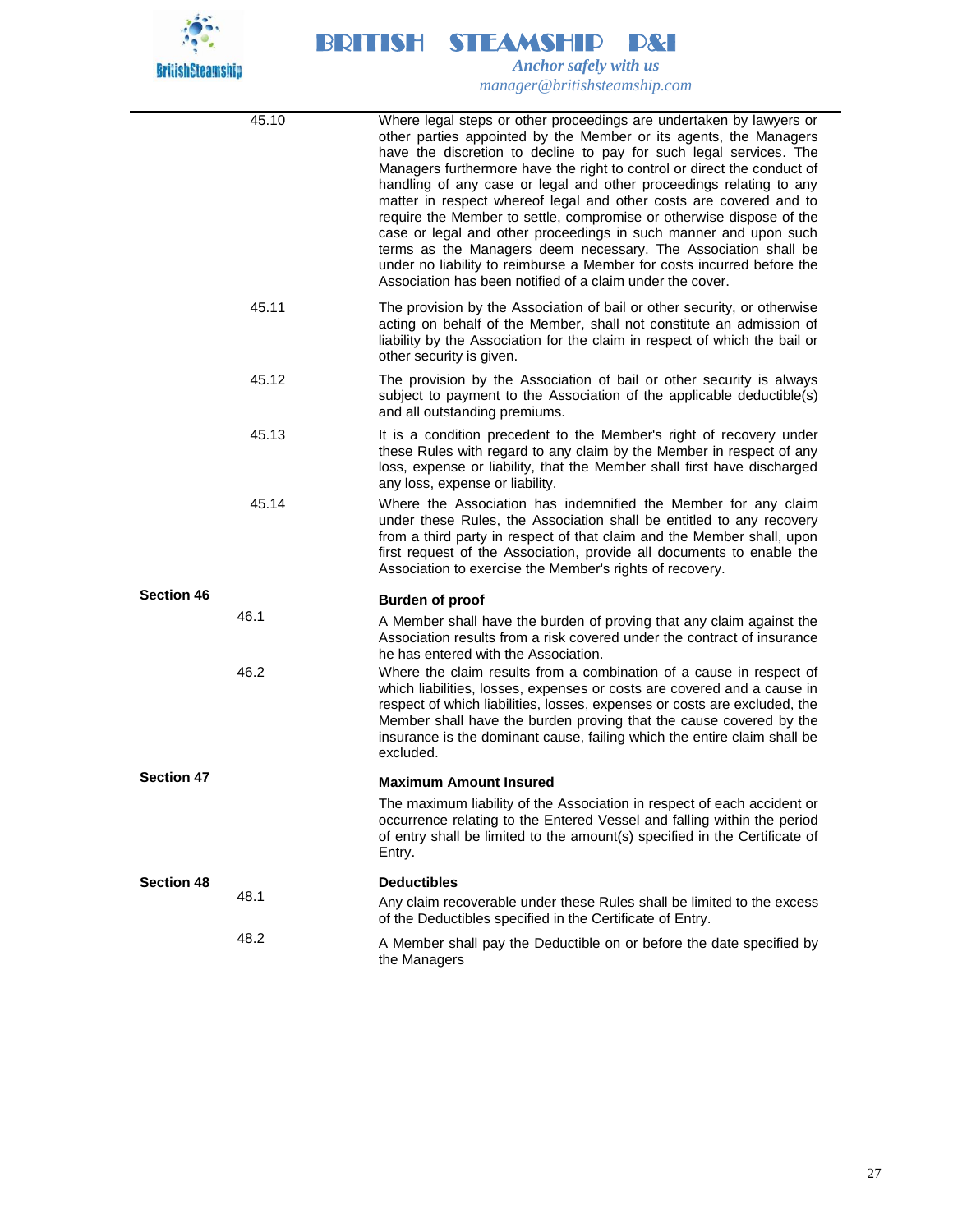45.10 Where legal steps or other proceedings are undertaken by lawyers or other parties appointed by the Member or its agents, the Managers have the discretion to decline to pay for such legal services. The Managers furthermore have the right to control or direct the conduct of handling of any case or legal and other proceedings relating to any matter in respect whereof legal and other costs are covered and to require the Member to settle, compromise or otherwise dispose of the case or legal and other proceedings in such manner and upon such terms as the Managers deem necessary. The Association shall be under no liability to reimburse a Member for costs incurred before the Association has been notified of a claim under the cover.

45.11 The provision by the Association of bail or other security, or otherwise acting on behalf of the Member, shall not constitute an admission of liability by the Association for the claim in respect of which the bail or other security is given.

45.12 The provision by the Association of bail or other security is always subject to payment to the Association of the applicable deductible(s) and all outstanding premiums.

45.13 It is a condition precedent to the Member's right of recovery under these Rules with regard to any claim by the Member in respect of any loss, expense or liability, that the Member shall first have discharged any loss, expense or liability.

45.14 Where the Association has indemnified the Member for any claim under these Rules, the Association shall be entitled to any recovery from a third party in respect of that claim and the Member shall, upon first request of the Association, provide all documents to enable the Association to exercise the Member's rights of recovery.

## Section 46 — Burden of proof

46.1 A Member shall have the burden of proving that any claim against the Association results from a risk covered under the contract of insurance he has entered with the Association.

46.2 Where the claim results from a combination of a cause in respect of which liabilities, losses, expenses or costs are covered and a cause in respect of which liabilities, losses, expenses or costs are excluded, the Member shall have the burden proving that the cause covered by the insurance is the dominant cause, failing which the entire claim shall be excluded.

## Section 47 — Maximum Amount Insured

The maximum liability of the Association in respect of each accident or occurrence relating to the Entered Vessel and falling within the period of entry shall be limited to the amount(s) specified in the Certificate of Entry.

## Section 48 — Deductibles

48.1 Any claim recoverable under these Rules shall be limited to the excess of the Deductibles specified in the Certificate of Entry.

48.2 A Member shall pay the Deductible on or before the date specified by the Managers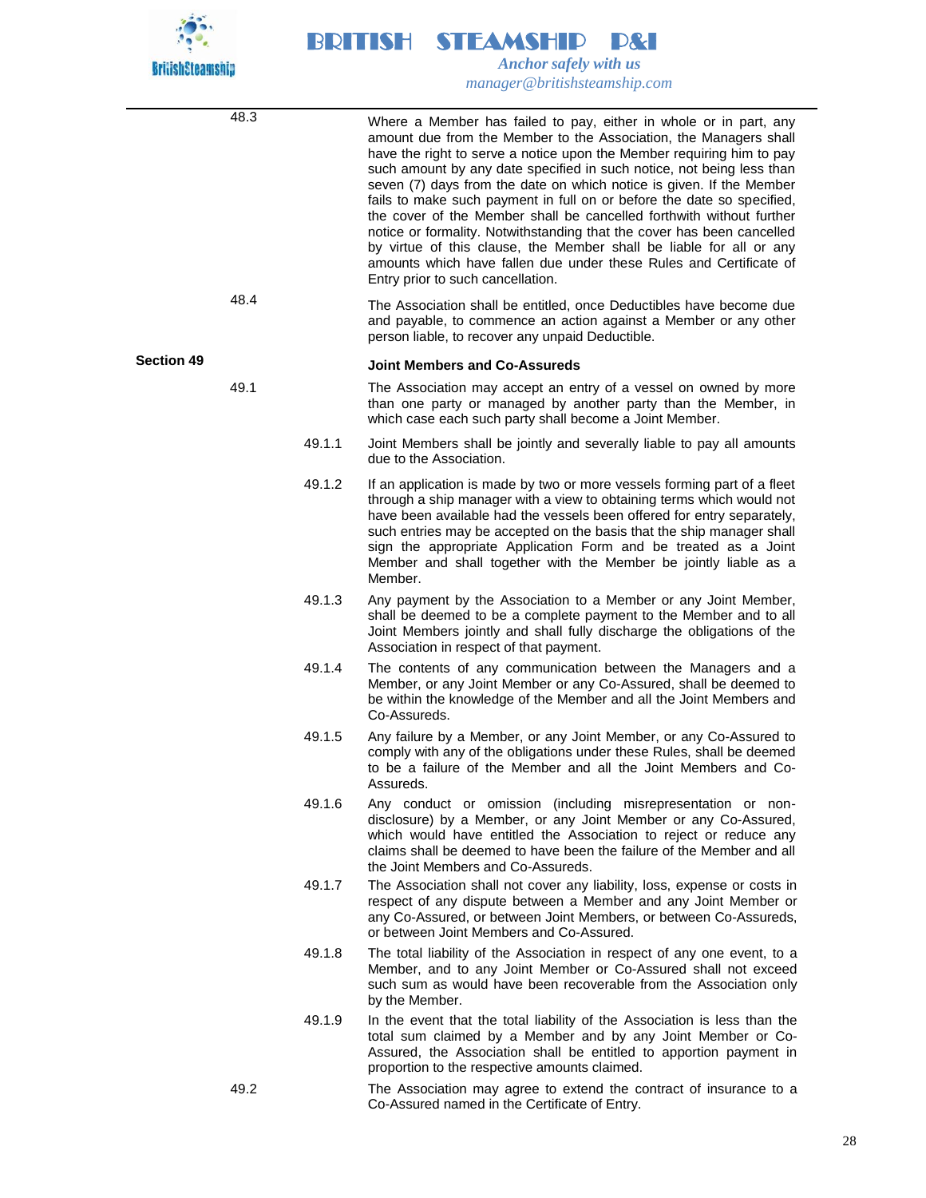48.3 Where a Member has failed to pay, either in whole or in part, any amount due from the Member to the Association, the Managers shall have the right to serve a notice upon the Member requiring him to pay such amount by any date specified in such notice, not being less than seven (7) days from the date on which notice is given. If the Member fails to make such payment in full on or before the date so specified, the cover of the Member shall be cancelled forthwith without further notice or formality. Notwithstanding that the cover has been cancelled by virtue of this clause, the Member shall be liable for all or any amounts which have fallen due under these Rules and Certificate of Entry prior to such cancellation.

48.4 The Association shall be entitled, once Deductibles have become due and payable, to commence an action against a Member or any other person liable, to recover any unpaid Deductible.

## Section 49 — Joint Members and Co-Assureds

49.1 The Association may accept an entry of a vessel on owned by more than one party or managed by another party than the Member, in which case each such party shall become a Joint Member.

49.1.1 Joint Members shall be jointly and severally liable to pay all amounts due to the Association.

49.1.2 If an application is made by two or more vessels forming part of a fleet through a ship manager with a view to obtaining terms which would not have been available had the vessels been offered for entry separately, such entries may be accepted on the basis that the ship manager shall sign the appropriate Application Form and be treated as a Joint Member and shall together with the Member be jointly liable as a Member.

49.1.3 Any payment by the Association to a Member or any Joint Member, shall be deemed to be a complete payment to the Member and to all Joint Members jointly and shall fully discharge the obligations of the Association in respect of that payment.

49.1.4 The contents of any communication between the Managers and a Member, or any Joint Member or any Co-Assured, shall be deemed to be within the knowledge of the Member and all the Joint Members and Co-Assureds.

49.1.5 Any failure by a Member, or any Joint Member, or any Co-Assured to comply with any of the obligations under these Rules, shall be deemed to be a failure of the Member and all the Joint Members and Co-Assureds.

49.1.6 Any conduct or omission (including misrepresentation or non-disclosure) by a Member, or any Joint Member or any Co-Assured, which would have entitled the Association to reject or reduce any claims shall be deemed to have been the failure of the Member and all the Joint Members and Co-Assureds.

49.1.7 The Association shall not cover any liability, loss, expense or costs in respect of any dispute between a Member and any Joint Member or any Co-Assured, or between Joint Members, or between Co-Assureds, or between Joint Members and Co-Assured.

49.1.8 The total liability of the Association in respect of any one event, to a Member, and to any Joint Member or Co-Assured shall not exceed such sum as would have been recoverable from the Association only by the Member.

49.1.9 In the event that the total liability of the Association is less than the total sum claimed by a Member and by any Joint Member or Co-Assured, the Association shall be entitled to apportion payment in proportion to the respective amounts claimed.

49.2 The Association may agree to extend the contract of insurance to a Co-Assured named in the Certificate of Entry.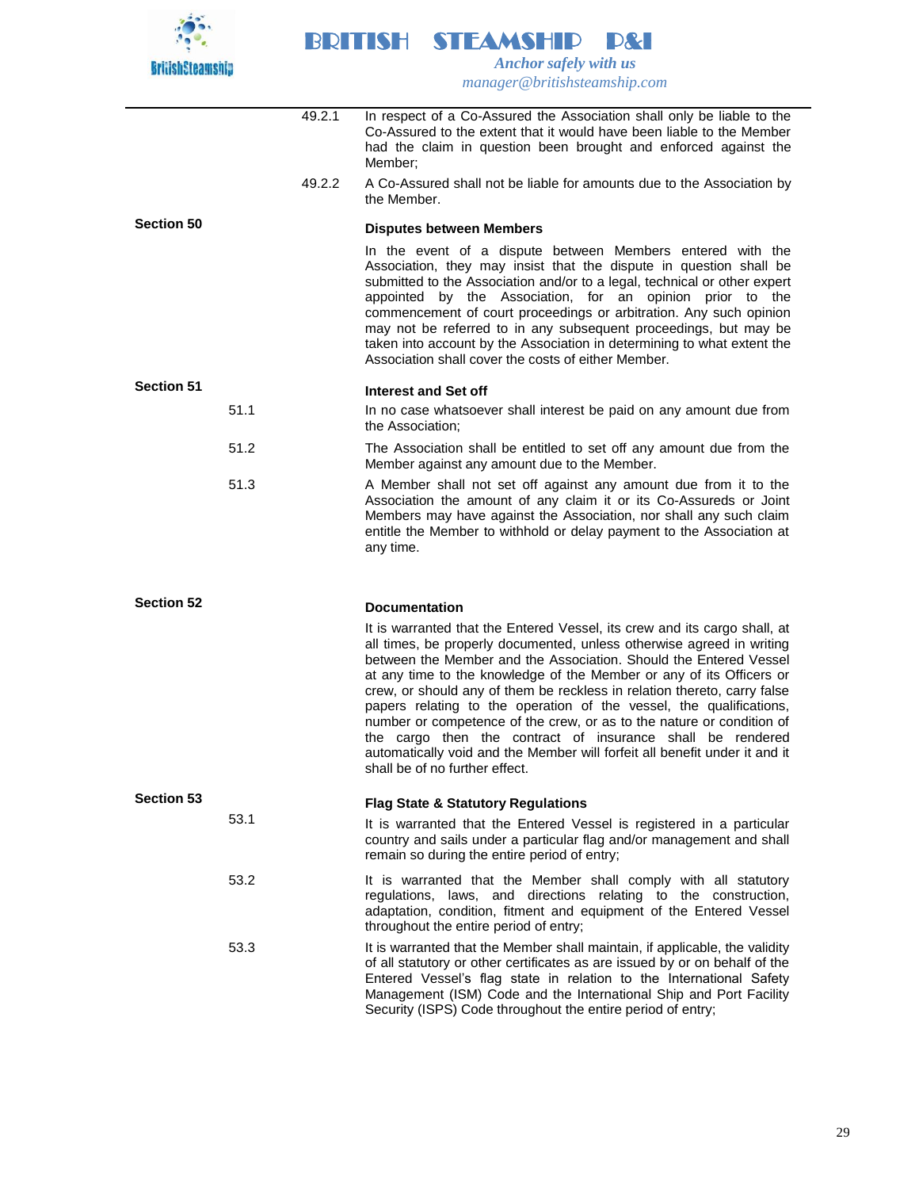49.2.1 In respect of a Co-Assured the Association shall only be liable to the Co-Assured to the extent that it would have been liable to the Member had the claim in question been brought and enforced against the Member;

49.2.2 A Co-Assured shall not be liable for amounts due to the Association by the Member.

## Section 50

**Disputes between Members**

In the event of a dispute between Members entered with the Association, they may insist that the dispute in question shall be submitted to the Association and/or to a legal, technical or other expert appointed by the Association, for an opinion prior to the commencement of court proceedings or arbitration. Any such opinion may not be referred to in any subsequent proceedings, but may be taken into account by the Association in determining to what extent the Association shall cover the costs of either Member.

## Section 51

**Interest and Set off**

51.1 In no case whatsoever shall interest be paid on any amount due from the Association;

51.2 The Association shall be entitled to set off any amount due from the Member against any amount due to the Member.

51.3 A Member shall not set off against any amount due from it to the Association the amount of any claim it or its Co-Assureds or Joint Members may have against the Association, nor shall any such claim entitle the Member to withhold or delay payment to the Association at any time.

## Section 52

**Documentation**

It is warranted that the Entered Vessel, its crew and its cargo shall, at all times, be properly documented, unless otherwise agreed in writing between the Member and the Association. Should the Entered Vessel at any time to the knowledge of the Member or any of its Officers or crew, or should any of them be reckless in relation thereto, carry false papers relating to the operation of the vessel, the qualifications, number or competence of the crew, or as to the nature or condition of the cargo then the contract of insurance shall be rendered automatically void and the Member will forfeit all benefit under it and it shall be of no further effect.

## Section 53

**Flag State & Statutory Regulations**

53.1 It is warranted that the Entered Vessel is registered in a particular country and sails under a particular flag and/or management and shall remain so during the entire period of entry;

53.2 It is warranted that the Member shall comply with all statutory regulations, laws, and directions relating to the construction, adaptation, condition, fitment and equipment of the Entered Vessel throughout the entire period of entry;

53.3 It is warranted that the Member shall maintain, if applicable, the validity of all statutory or other certificates as are issued by or on behalf of the Entered Vessel's flag state in relation to the International Safety Management (ISM) Code and the International Ship and Port Facility Security (ISPS) Code throughout the entire period of entry;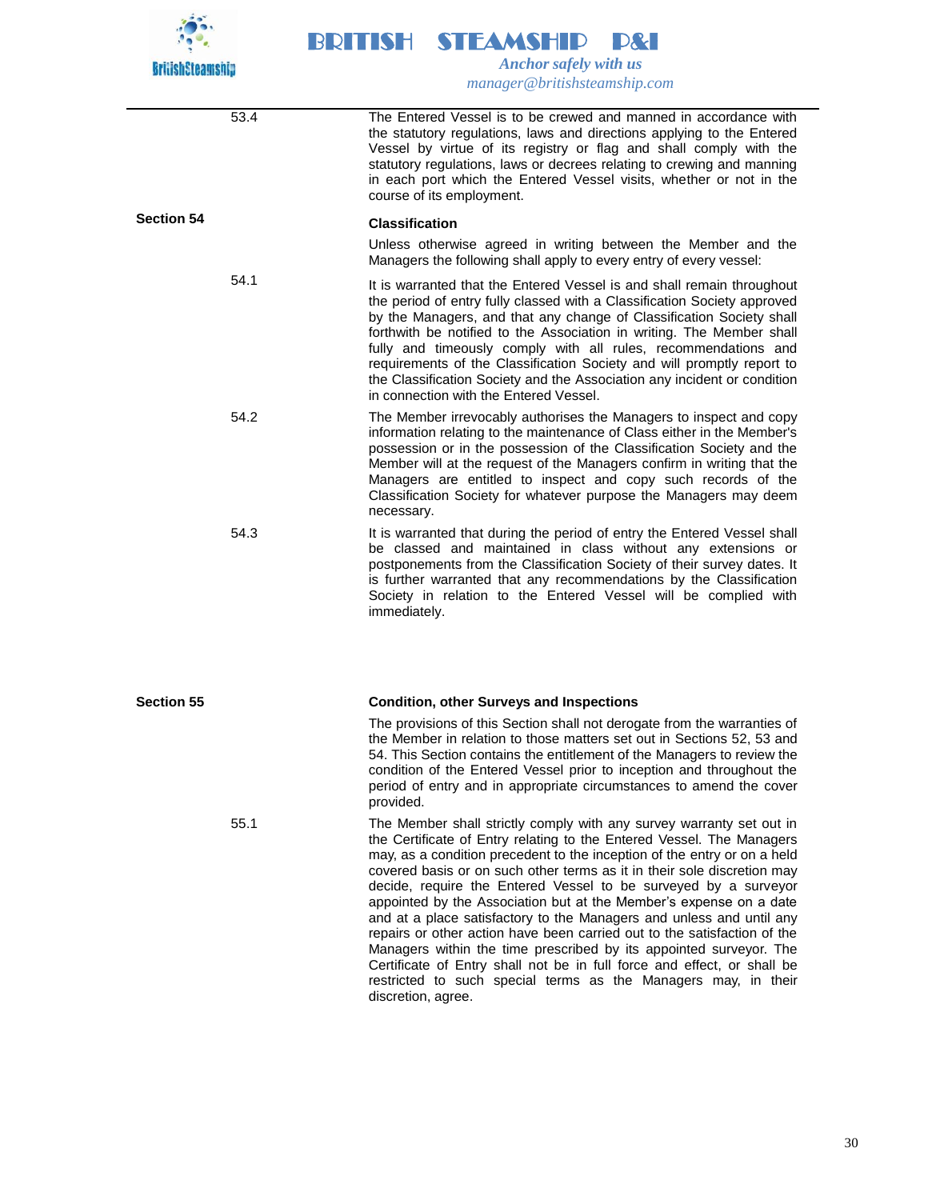53.4 The Entered Vessel is to be crewed and manned in accordance with the statutory regulations, laws and directions applying to the Entered Vessel by virtue of its registry or flag and shall comply with the statutory regulations, laws or decrees relating to crewing and manning in each port which the Entered Vessel visits, whether or not in the course of its employment.

## Section 54

### Classification

Unless otherwise agreed in writing between the Member and the Managers the following shall apply to every entry of every vessel:

54.1 It is warranted that the Entered Vessel is and shall remain throughout the period of entry fully classed with a Classification Society approved by the Managers, and that any change of Classification Society shall forthwith be notified to the Association in writing. The Member shall fully and timeously comply with all rules, recommendations and requirements of the Classification Society and will promptly report to the Classification Society and the Association any incident or condition in connection with the Entered Vessel.

54.2 The Member irrevocably authorises the Managers to inspect and copy information relating to the maintenance of Class either in the Member's possession or in the possession of the Classification Society and the Member will at the request of the Managers confirm in writing that the Managers are entitled to inspect and copy such records of the Classification Society for whatever purpose the Managers may deem necessary.

54.3 It is warranted that during the period of entry the Entered Vessel shall be classed and maintained in class without any extensions or postponements from the Classification Society of their survey dates. It is further warranted that any recommendations by the Classification Society in relation to the Entered Vessel will be complied with immediately.

## Section 55

### Condition, other Surveys and Inspections

The provisions of this Section shall not derogate from the warranties of the Member in relation to those matters set out in Sections 52, 53 and 54. This Section contains the entitlement of the Managers to review the condition of the Entered Vessel prior to inception and throughout the period of entry and in appropriate circumstances to amend the cover provided.

55.1 The Member shall strictly comply with any survey warranty set out in the Certificate of Entry relating to the Entered Vessel. The Managers may, as a condition precedent to the inception of the entry or on a held covered basis or on such other terms as it in their sole discretion may decide, require the Entered Vessel to be surveyed by a surveyor appointed by the Association but at the Member's expense on a date and at a place satisfactory to the Managers and unless and until any repairs or other action have been carried out to the satisfaction of the Managers within the time prescribed by its appointed surveyor. The Certificate of Entry shall not be in full force and effect, or shall be restricted to such special terms as the Managers may, in their discretion, agree.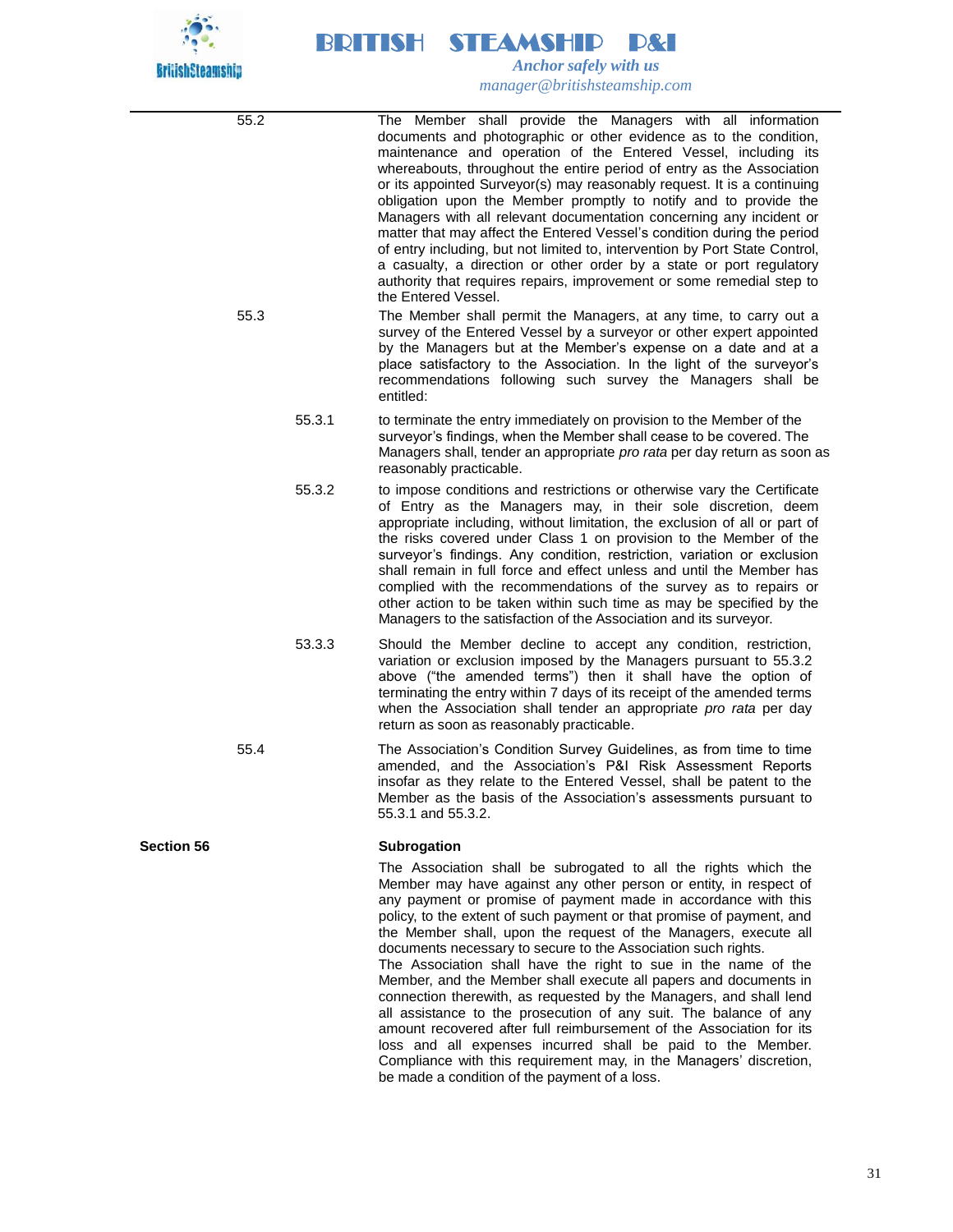55.2 The Member shall provide the Managers with all information documents and photographic or other evidence as to the condition, maintenance and operation of the Entered Vessel, including its whereabouts, throughout the entire period of entry as the Association or its appointed Surveyor(s) may reasonably request. It is a continuing obligation upon the Member promptly to notify and to provide the Managers with all relevant documentation concerning any incident or matter that may affect the Entered Vessel's condition during the period of entry including, but not limited to, intervention by Port State Control, a casualty, a direction or other order by a state or port regulatory authority that requires repairs, improvement or some remedial step to the Entered Vessel.

55.3 The Member shall permit the Managers, at any time, to carry out a survey of the Entered Vessel by a surveyor or other expert appointed by the Managers but at the Member's expense on a date and at a place satisfactory to the Association. In the light of the surveyor's recommendations following such survey the Managers shall be entitled:

55.3.1 to terminate the entry immediately on provision to the Member of the surveyor's findings, when the Member shall cease to be covered. The Managers shall, tender an appropriate *pro rata* per day return as soon as reasonably practicable.

55.3.2 to impose conditions and restrictions or otherwise vary the Certificate of Entry as the Managers may, in their sole discretion, deem appropriate including, without limitation, the exclusion of all or part of the risks covered under Class 1 on provision to the Member of the surveyor's findings. Any condition, restriction, variation or exclusion shall remain in full force and effect unless and until the Member has complied with the recommendations of the survey as to repairs or other action to be taken within such time as may be specified by the Managers to the satisfaction of the Association and its surveyor.

53.3.3 Should the Member decline to accept any condition, restriction, variation or exclusion imposed by the Managers pursuant to 55.3.2 above ("the amended terms") then it shall have the option of terminating the entry within 7 days of its receipt of the amended terms when the Association shall tender an appropriate *pro rata* per day return as soon as reasonably practicable.

55.4 The Association's Condition Survey Guidelines, as from time to time amended, and the Association's P&I Risk Assessment Reports insofar as they relate to the Entered Vessel, shall be patent to the Member as the basis of the Association's assessments pursuant to 55.3.1 and 55.3.2.

**Section 56** **Subrogation**

The Association shall be subrogated to all the rights which the Member may have against any other person or entity, in respect of any payment or promise of payment made in accordance with this policy, to the extent of such payment or that promise of payment, and the Member shall, upon the request of the Managers, execute all documents necessary to secure to the Association such rights.

The Association shall have the right to sue in the name of the Member, and the Member shall execute all papers and documents in connection therewith, as requested by the Managers, and shall lend all assistance to the prosecution of any suit. The balance of any amount recovered after full reimbursement of the Association for its loss and all expenses incurred shall be paid to the Member. Compliance with this requirement may, in the Managers' discretion, be made a condition of the payment of a loss.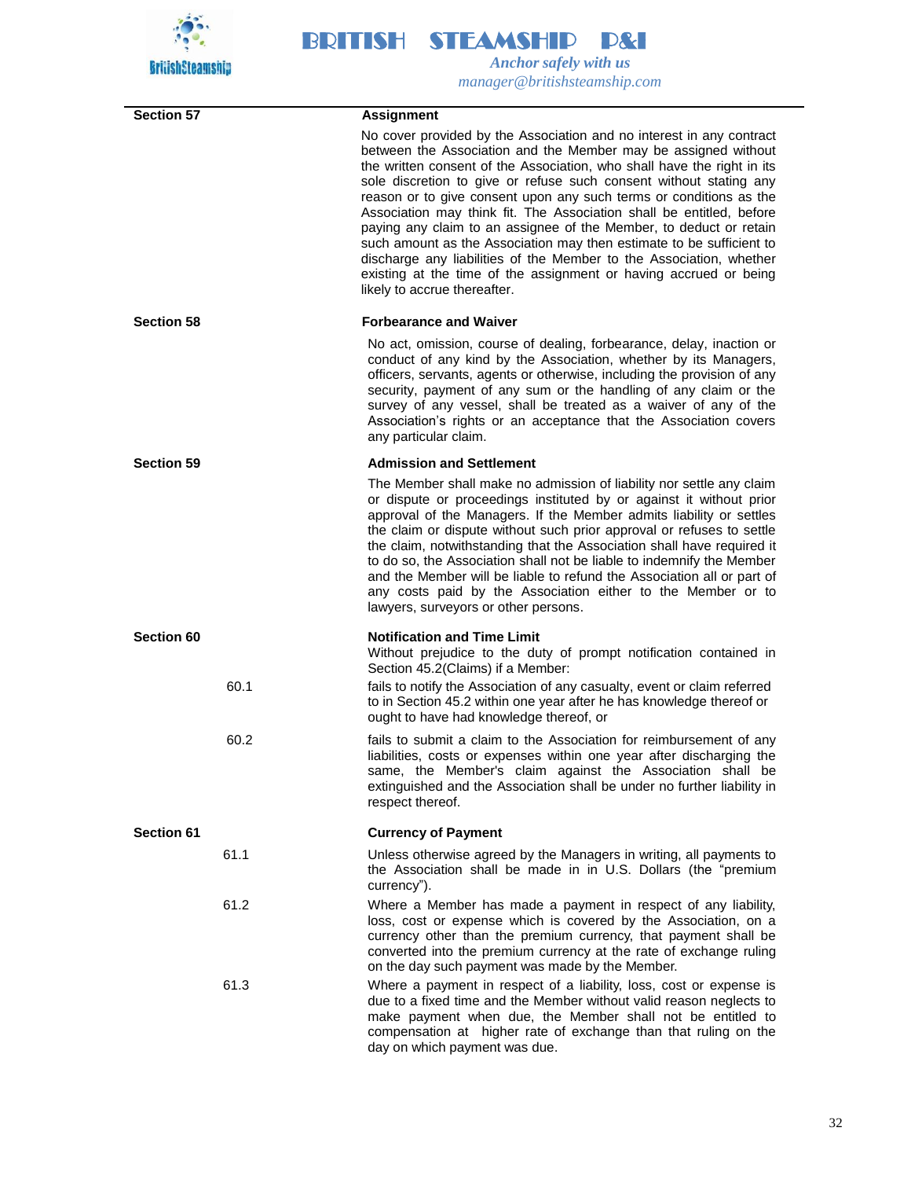## Section 57 Assignment

No cover provided by the Association and no interest in any contract between the Association and the Member may be assigned without the written consent of the Association, who shall have the right in its sole discretion to give or refuse such consent without stating any reason or to give consent upon any such terms or conditions as the Association may think fit. The Association shall be entitled, before paying any claim to an assignee of the Member, to deduct or retain such amount as the Association may then estimate to be sufficient to discharge any liabilities of the Member to the Association, whether existing at the time of the assignment or having accrued or being likely to accrue thereafter.

## Section 58 Forbearance and Waiver

No act, omission, course of dealing, forbearance, delay, inaction or conduct of any kind by the Association, whether by its Managers, officers, servants, agents or otherwise, including the provision of any security, payment of any sum or the handling of any claim or the survey of any vessel, shall be treated as a waiver of any of the Association's rights or an acceptance that the Association covers any particular claim.

## Section 59 Admission and Settlement

The Member shall make no admission of liability nor settle any claim or dispute or proceedings instituted by or against it without prior approval of the Managers. If the Member admits liability or settles the claim or dispute without such prior approval or refuses to settle the claim, notwithstanding that the Association shall have required it to do so, the Association shall not be liable to indemnify the Member and the Member will be liable to refund the Association all or part of any costs paid by the Association either to the Member or to lawyers, surveyors or other persons.

## Section 60 Notification and Time Limit

Without prejudice to the duty of prompt notification contained in Section 45.2(Claims) if a Member:

60.1 fails to notify the Association of any casualty, event or claim referred to in Section 45.2 within one year after he has knowledge thereof or ought to have had knowledge thereof, or

60.2 fails to submit a claim to the Association for reimbursement of any liabilities, costs or expenses within one year after discharging the same, the Member's claim against the Association shall be extinguished and the Association shall be under no further liability in respect thereof.

## Section 61 Currency of Payment

61.1 Unless otherwise agreed by the Managers in writing, all payments to the Association shall be made in in U.S. Dollars (the "premium currency").

61.2 Where a Member has made a payment in respect of any liability, loss, cost or expense which is covered by the Association, on a currency other than the premium currency, that payment shall be converted into the premium currency at the rate of exchange ruling on the day such payment was made by the Member.

61.3 Where a payment in respect of a liability, loss, cost or expense is due to a fixed time and the Member without valid reason neglects to make payment when due, the Member shall not be entitled to compensation at higher rate of exchange than that ruling on the day on which payment was due.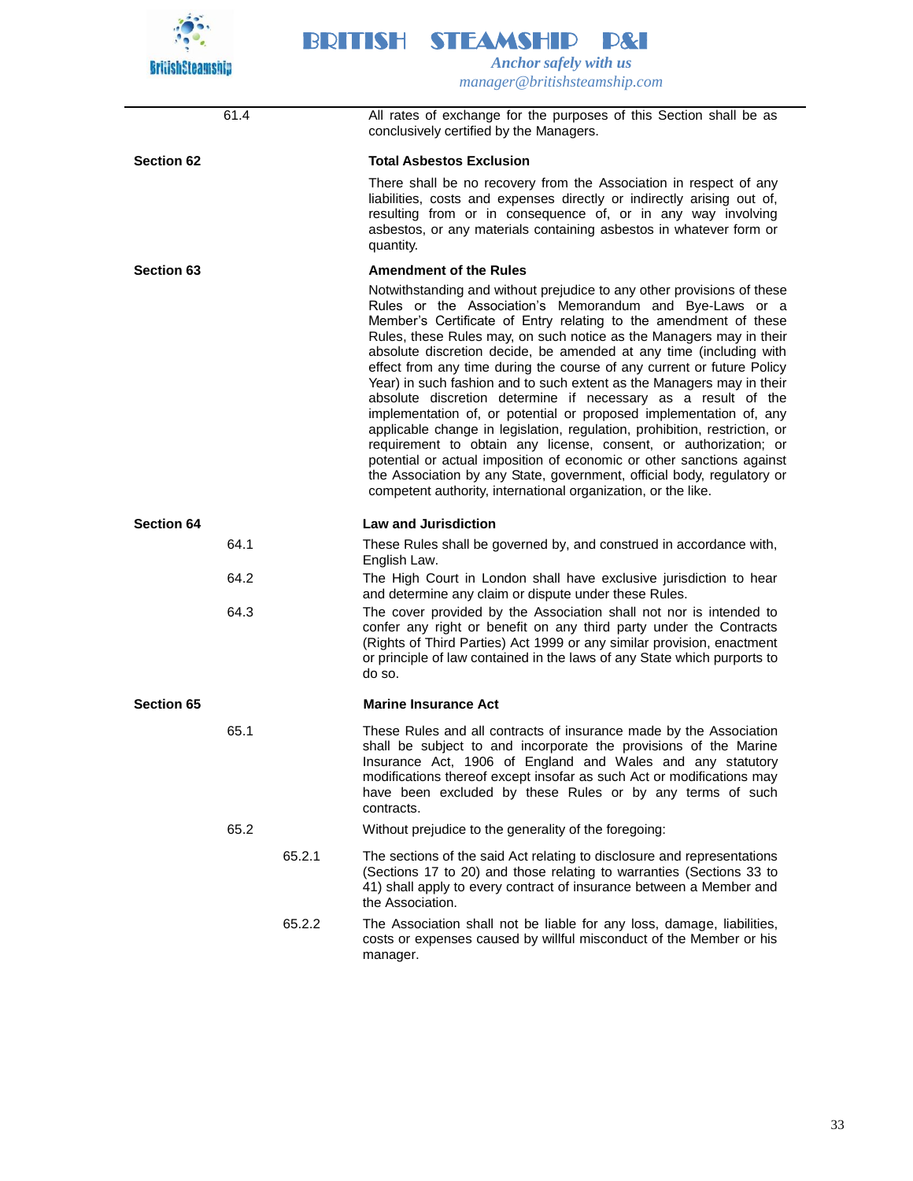61.4 All rates of exchange for the purposes of this Section shall be as conclusively certified by the Managers.

## Section 62 — Total Asbestos Exclusion

There shall be no recovery from the Association in respect of any liabilities, costs and expenses directly or indirectly arising out of, resulting from or in consequence of, or in any way involving asbestos, or any materials containing asbestos in whatever form or quantity.

## Section 63 — Amendment of the Rules

Notwithstanding and without prejudice to any other provisions of these Rules or the Association's Memorandum and Bye-Laws or a Member's Certificate of Entry relating to the amendment of these Rules, these Rules may, on such notice as the Managers may in their absolute discretion decide, be amended at any time (including with effect from any time during the course of any current or future Policy Year) in such fashion and to such extent as the Managers may in their absolute discretion determine if necessary as a result of the implementation of, or potential or proposed implementation of, any applicable change in legislation, regulation, prohibition, restriction, or requirement to obtain any license, consent, or authorization; or potential or actual imposition of economic or other sanctions against the Association by any State, government, official body, regulatory or competent authority, international organization, or the like.

## Section 64 — Law and Jurisdiction

64.1 These Rules shall be governed by, and construed in accordance with, English Law.

64.2 The High Court in London shall have exclusive jurisdiction to hear and determine any claim or dispute under these Rules.

64.3 The cover provided by the Association shall not nor is intended to confer any right or benefit on any third party under the Contracts (Rights of Third Parties) Act 1999 or any similar provision, enactment or principle of law contained in the laws of any State which purports to do so.

## Section 65 — Marine Insurance Act

65.1 These Rules and all contracts of insurance made by the Association shall be subject to and incorporate the provisions of the Marine Insurance Act, 1906 of England and Wales and any statutory modifications thereof except insofar as such Act or modifications may have been excluded by these Rules or by any terms of such contracts.

65.2 Without prejudice to the generality of the foregoing:

65.2.1 The sections of the said Act relating to disclosure and representations (Sections 17 to 20) and those relating to warranties (Sections 33 to 41) shall apply to every contract of insurance between a Member and the Association.

65.2.2 The Association shall not be liable for any loss, damage, liabilities, costs or expenses caused by willful misconduct of the Member or his manager.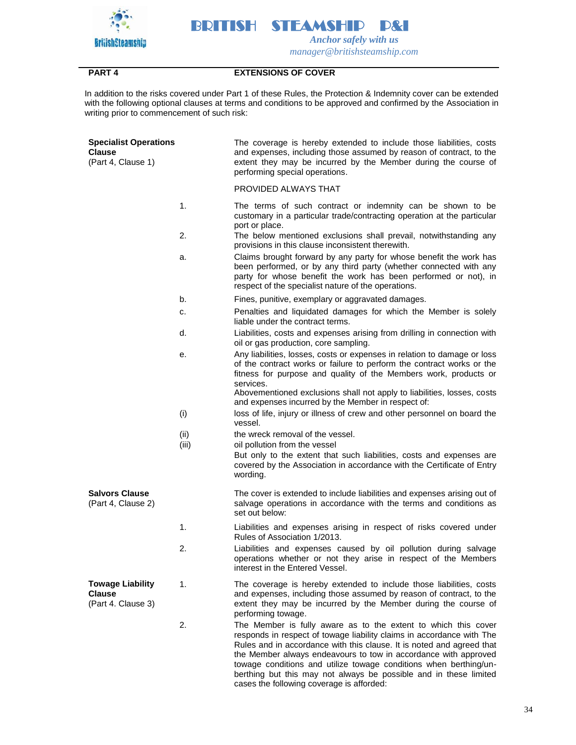## PART 4 EXTENSIONS OF COVER

In addition to the risks covered under Part 1 of these Rules, the Protection & Indemnity cover can be extended with the following optional clauses at terms and conditions to be approved and confirmed by the Association in writing prior to commencement of such risk:

**Specialist Operations Clause**
(Part 4, Clause 1)

The coverage is hereby extended to include those liabilities, costs and expenses, including those assumed by reason of contract, to the extent they may be incurred by the Member during the course of performing special operations.

PROVIDED ALWAYS THAT

1. The terms of such contract or indemnity can be shown to be customary in a particular trade/contracting operation at the particular port or place.
2. The below mentioned exclusions shall prevail, notwithstanding any provisions in this clause inconsistent therewith.

a. Claims brought forward by any party for whose benefit the work has been performed, or by any third party (whether connected with any party for whose benefit the work has been performed or not), in respect of the specialist nature of the operations.

b. Fines, punitive, exemplary or aggravated damages.

c. Penalties and liquidated damages for which the Member is solely liable under the contract terms.

d. Liabilities, costs and expenses arising from drilling in connection with oil or gas production, core sampling.

e. Any liabilities, losses, costs or expenses in relation to damage or loss of the contract works or failure to perform the contract works or the fitness for purpose and quality of the Members work, products or services.

Abovementioned exclusions shall not apply to liabilities, losses, costs and expenses incurred by the Member in respect of:

(i) loss of life, injury or illness of crew and other personnel on board the vessel.

(ii) the wreck removal of the vessel.

(iii) oil pollution from the vessel

But only to the extent that such liabilities, costs and expenses are covered by the Association in accordance with the Certificate of Entry wording.

**Salvors Clause**
(Part 4, Clause 2)

The cover is extended to include liabilities and expenses arising out of salvage operations in accordance with the terms and conditions as set out below:

1. Liabilities and expenses arising in respect of risks covered under Rules of Association 1/2013.
2. Liabilities and expenses caused by oil pollution during salvage operations whether or not they arise in respect of the Members interest in the Entered Vessel.

**Towage Liability Clause**
(Part 4. Clause 3)

1. The coverage is hereby extended to include those liabilities, costs and expenses, including those assumed by reason of contract, to the extent they may be incurred by the Member during the course of performing towage.
2. The Member is fully aware as to the extent to which this cover responds in respect of towage liability claims in accordance with The Rules and in accordance with this clause. It is noted and agreed that the Member always endeavours to tow in accordance with approved towage conditions and utilize towage conditions when berthing/un-berthing but this may not always be possible and in these limited cases the following coverage is afforded: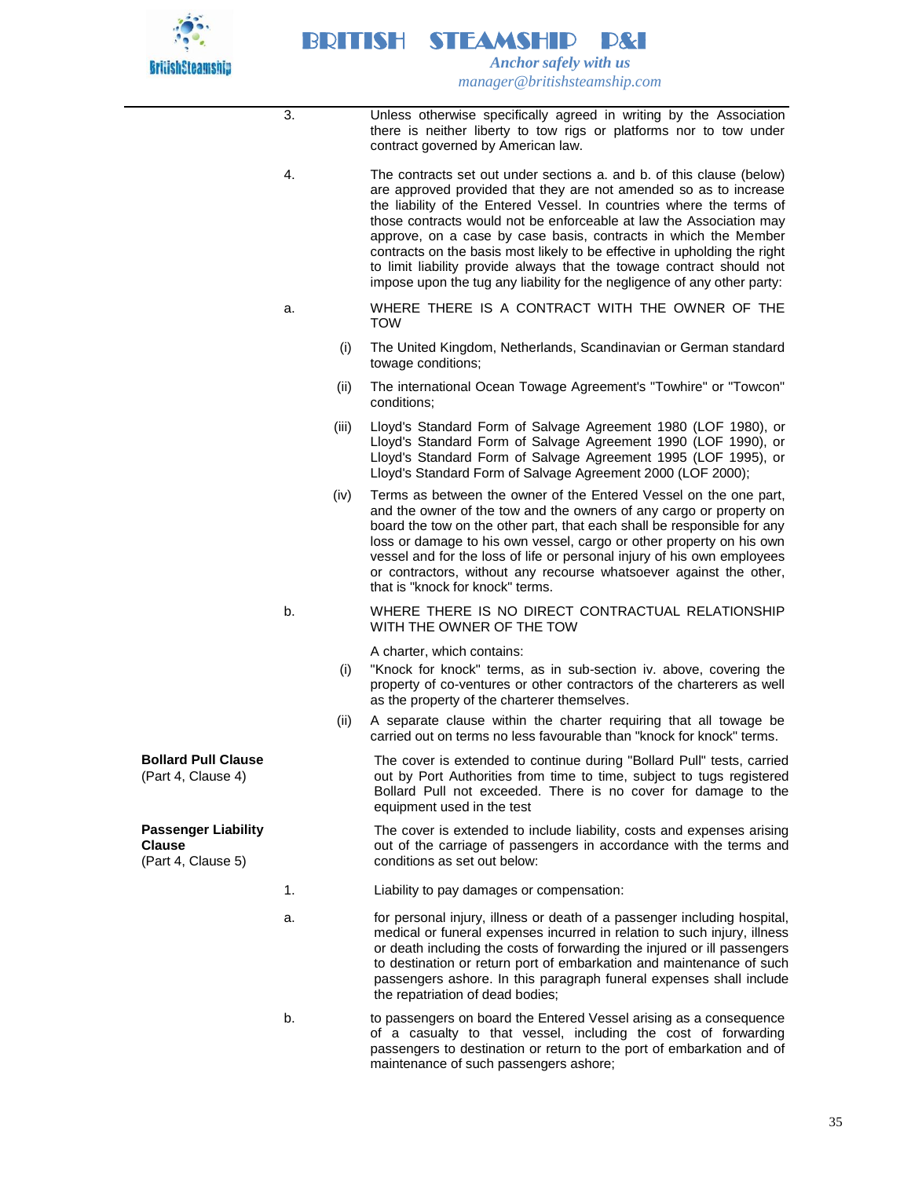3. Unless otherwise specifically agreed in writing by the Association there is neither liberty to tow rigs or platforms nor to tow under contract governed by American law.

4. The contracts set out under sections a. and b. of this clause (below) are approved provided that they are not amended so as to increase the liability of the Entered Vessel. In countries where the terms of those contracts would not be enforceable at law the Association may approve, on a case by case basis, contracts in which the Member contracts on the basis most likely to be effective in upholding the right to limit liability provide always that the towage contract should not impose upon the tug any liability for the negligence of any other party:

a. WHERE THERE IS A CONTRACT WITH THE OWNER OF THE TOW

(i) The United Kingdom, Netherlands, Scandinavian or German standard towage conditions;

(ii) The international Ocean Towage Agreement's "Towhire" or "Towcon" conditions;

(iii) Lloyd's Standard Form of Salvage Agreement 1980 (LOF 1980), or Lloyd's Standard Form of Salvage Agreement 1990 (LOF 1990), or Lloyd's Standard Form of Salvage Agreement 1995 (LOF 1995), or Lloyd's Standard Form of Salvage Agreement 2000 (LOF 2000);

(iv) Terms as between the owner of the Entered Vessel on the one part, and the owner of the tow and the owners of any cargo or property on board the tow on the other part, that each shall be responsible for any loss or damage to his own vessel, cargo or other property on his own vessel and for the loss of life or personal injury of his own employees or contractors, without any recourse whatsoever against the other, that is "knock for knock" terms.

b. WHERE THERE IS NO DIRECT CONTRACTUAL RELATIONSHIP WITH THE OWNER OF THE TOW

A charter, which contains:

(i) "Knock for knock" terms, as in sub-section iv. above, covering the property of co-ventures or other contractors of the charterers as well as the property of the charterer themselves.

(ii) A separate clause within the charter requiring that all towage be carried out on terms no less favourable than "knock for knock" terms.

**Bollard Pull Clause**
(Part 4, Clause 4)

The cover is extended to continue during "Bollard Pull" tests, carried out by Port Authorities from time to time, subject to tugs registered Bollard Pull not exceeded. There is no cover for damage to the equipment used in the test

**Passenger Liability Clause**
(Part 4, Clause 5)

The cover is extended to include liability, costs and expenses arising out of the carriage of passengers in accordance with the terms and conditions as set out below:

1. Liability to pay damages or compensation:

a. for personal injury, illness or death of a passenger including hospital, medical or funeral expenses incurred in relation to such injury, illness or death including the costs of forwarding the injured or ill passengers to destination or return port of embarkation and maintenance of such passengers ashore. In this paragraph funeral expenses shall include the repatriation of dead bodies;

b. to passengers on board the Entered Vessel arising as a consequence of a casualty to that vessel, including the cost of forwarding passengers to destination or return to the port of embarkation and of maintenance of such passengers ashore;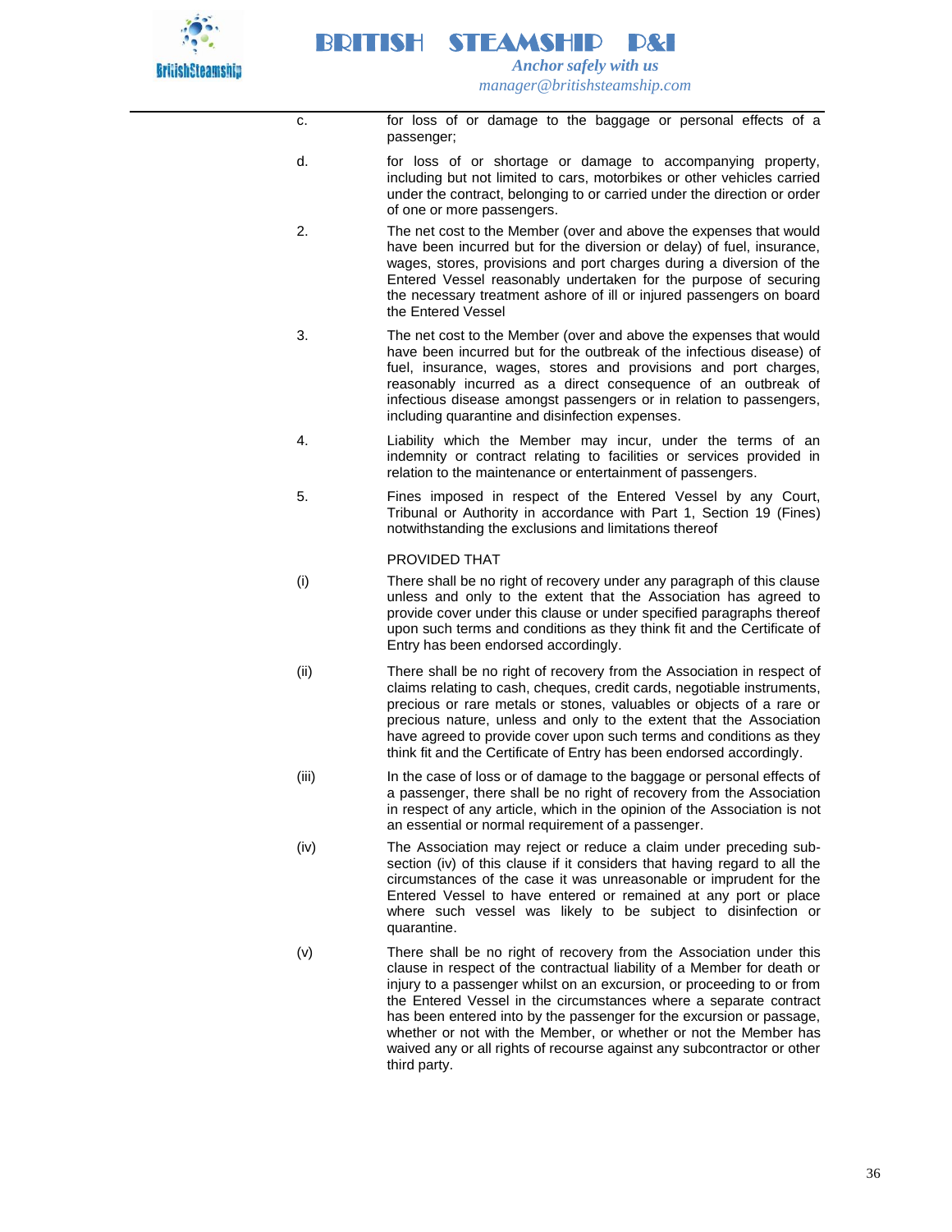c. for loss of or damage to the baggage or personal effects of a passenger;

d. for loss of or shortage or damage to accompanying property, including but not limited to cars, motorbikes or other vehicles carried under the contract, belonging to or carried under the direction or order of one or more passengers.

2. The net cost to the Member (over and above the expenses that would have been incurred but for the diversion or delay) of fuel, insurance, wages, stores, provisions and port charges during a diversion of the Entered Vessel reasonably undertaken for the purpose of securing the necessary treatment ashore of ill or injured passengers on board the Entered Vessel

3. The net cost to the Member (over and above the expenses that would have been incurred but for the outbreak of the infectious disease) of fuel, insurance, wages, stores and provisions and port charges, reasonably incurred as a direct consequence of an outbreak of infectious disease amongst passengers or in relation to passengers, including quarantine and disinfection expenses.

4. Liability which the Member may incur, under the terms of an indemnity or contract relating to facilities or services provided in relation to the maintenance or entertainment of passengers.

5. Fines imposed in respect of the Entered Vessel by any Court, Tribunal or Authority in accordance with Part 1, Section 19 (Fines) notwithstanding the exclusions and limitations thereof

PROVIDED THAT

(i) There shall be no right of recovery under any paragraph of this clause unless and only to the extent that the Association has agreed to provide cover under this clause or under specified paragraphs thereof upon such terms and conditions as they think fit and the Certificate of Entry has been endorsed accordingly.

(ii) There shall be no right of recovery from the Association in respect of claims relating to cash, cheques, credit cards, negotiable instruments, precious or rare metals or stones, valuables or objects of a rare or precious nature, unless and only to the extent that the Association have agreed to provide cover upon such terms and conditions as they think fit and the Certificate of Entry has been endorsed accordingly.

(iii) In the case of loss or of damage to the baggage or personal effects of a passenger, there shall be no right of recovery from the Association in respect of any article, which in the opinion of the Association is not an essential or normal requirement of a passenger.

(iv) The Association may reject or reduce a claim under preceding sub-section (iv) of this clause if it considers that having regard to all the circumstances of the case it was unreasonable or imprudent for the Entered Vessel to have entered or remained at any port or place where such vessel was likely to be subject to disinfection or quarantine.

(v) There shall be no right of recovery from the Association under this clause in respect of the contractual liability of a Member for death or injury to a passenger whilst on an excursion, or proceeding to or from the Entered Vessel in the circumstances where a separate contract has been entered into by the passenger for the excursion or passage, whether or not with the Member, or whether or not the Member has waived any or all rights of recourse against any subcontractor or other third party.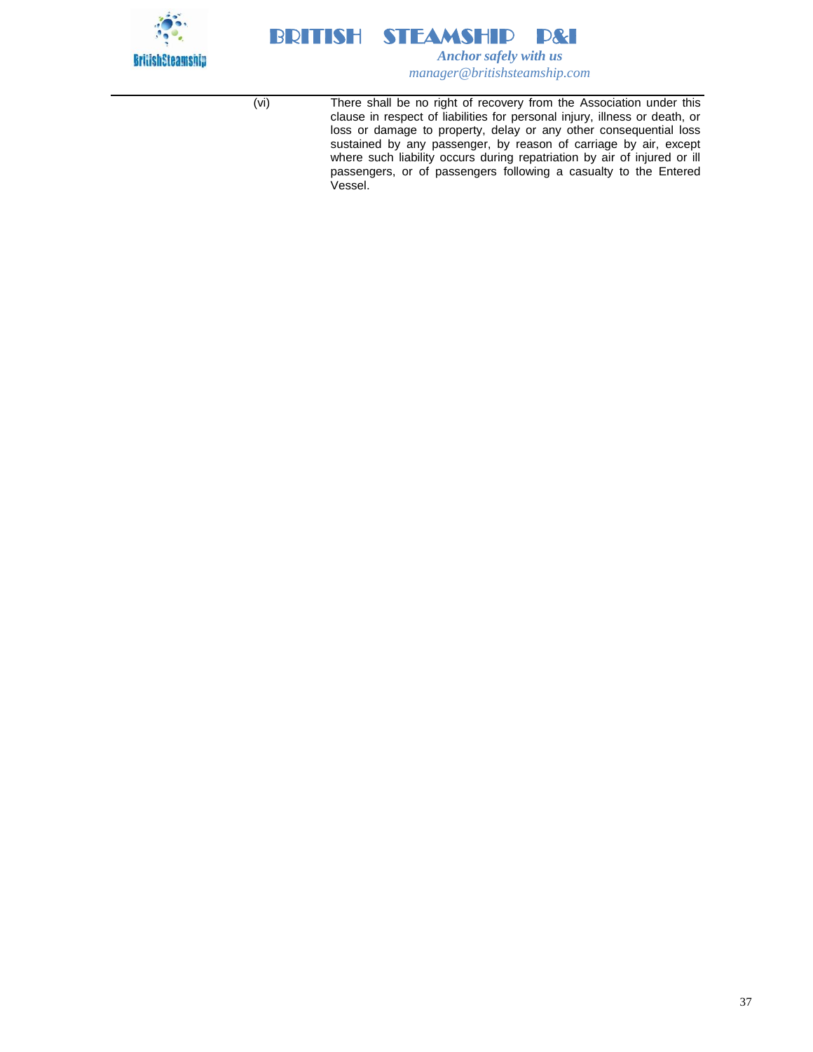(vi) There shall be no right of recovery from the Association under this clause in respect of liabilities for personal injury, illness or death, or loss or damage to property, delay or any other consequential loss sustained by any passenger, by reason of carriage by air, except where such liability occurs during repatriation by air of injured or ill passengers, or of passengers following a casualty to the Entered Vessel.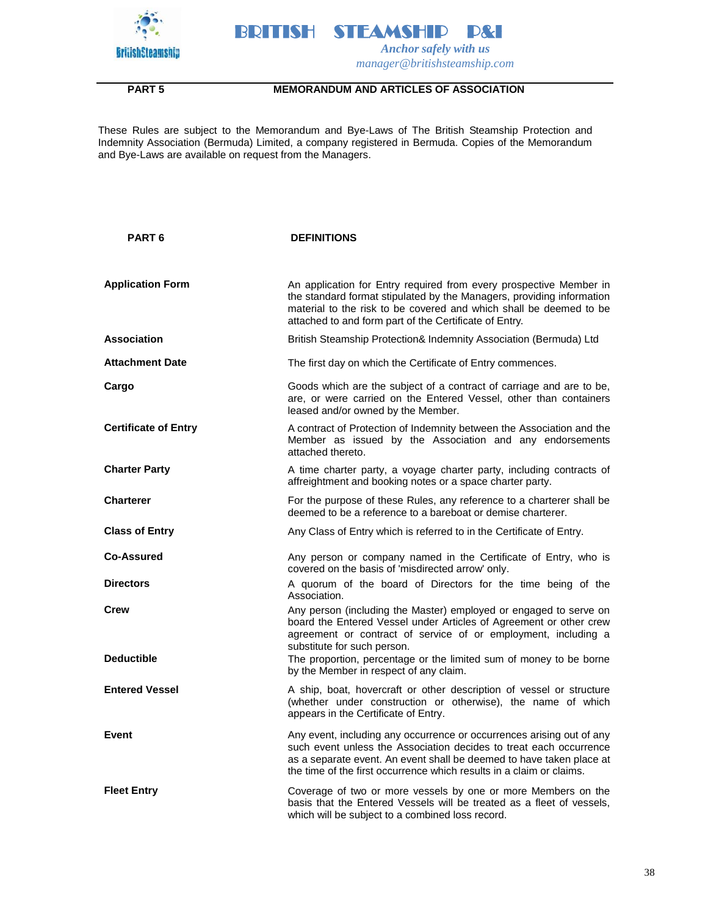## PART 5 MEMORANDUM AND ARTICLES OF ASSOCIATION

These Rules are subject to the Memorandum and Bye-Laws of The British Steamship Protection and Indemnity Association (Bermuda) Limited, a company registered in Bermuda. Copies of the Memorandum and Bye-Laws are available on request from the Managers.

## PART 6 DEFINITIONS

**Application Form**
An application for Entry required from every prospective Member in the standard format stipulated by the Managers, providing information material to the risk to be covered and which shall be deemed to be attached to and form part of the Certificate of Entry.

**Association**
British Steamship Protection& Indemnity Association (Bermuda) Ltd

**Attachment Date**
The first day on which the Certificate of Entry commences.

**Cargo**
Goods which are the subject of a contract of carriage and are to be, are, or were carried on the Entered Vessel, other than containers leased and/or owned by the Member.

**Certificate of Entry**
A contract of Protection of Indemnity between the Association and the Member as issued by the Association and any endorsements attached thereto.

**Charter Party**
A time charter party, a voyage charter party, including contracts of affreightment and booking notes or a space charter party.

**Charterer**
For the purpose of these Rules, any reference to a charterer shall be deemed to be a reference to a bareboat or demise charterer.

**Class of Entry**
Any Class of Entry which is referred to in the Certificate of Entry.

**Co-Assured**
Any person or company named in the Certificate of Entry, who is covered on the basis of 'misdirected arrow' only.

**Directors**
A quorum of the board of Directors for the time being of the Association.

**Crew**
Any person (including the Master) employed or engaged to serve on board the Entered Vessel under Articles of Agreement or other crew agreement or contract of service of or employment, including a substitute for such person.

**Deductible**
The proportion, percentage or the limited sum of money to be borne by the Member in respect of any claim.

**Entered Vessel**
A ship, boat, hovercraft or other description of vessel or structure (whether under construction or otherwise), the name of which appears in the Certificate of Entry.

**Event**
Any event, including any occurrence or occurrences arising out of any such event unless the Association decides to treat each occurrence as a separate event. An event shall be deemed to have taken place at the time of the first occurrence which results in a claim or claims.

**Fleet Entry**
Coverage of two or more vessels by one or more Members on the basis that the Entered Vessels will be treated as a fleet of vessels, which will be subject to a combined loss record.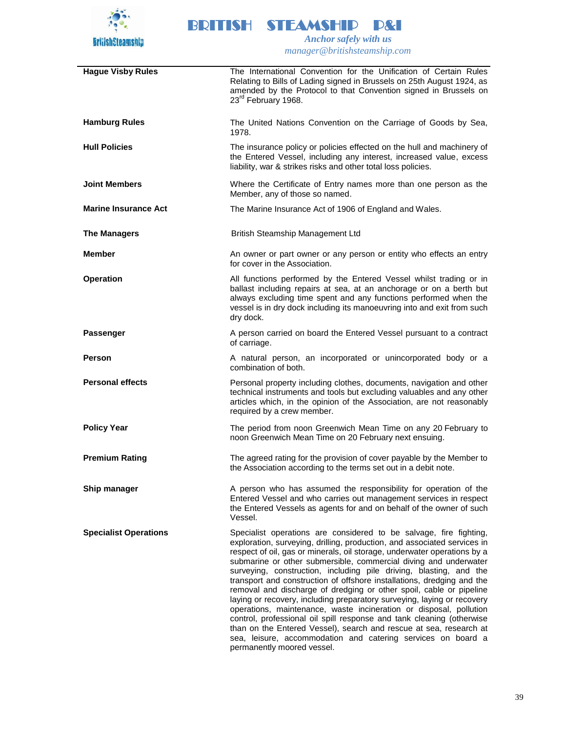| | |
|---|---|
| **Hague Visby Rules** | The International Convention for the Unification of Certain Rules Relating to Bills of Lading signed in Brussels on 25th August 1924, as amended by the Protocol to that Convention signed in Brussels on 23rd February 1968. |
| **Hamburg Rules** | The United Nations Convention on the Carriage of Goods by Sea, 1978. |
| **Hull Policies** | The insurance policy or policies effected on the hull and machinery of the Entered Vessel, including any interest, increased value, excess liability, war & strikes risks and other total loss policies. |
| **Joint Members** | Where the Certificate of Entry names more than one person as the Member, any of those so named. |
| **Marine Insurance Act** | The Marine Insurance Act of 1906 of England and Wales. |
| **The Managers** | British Steamship Management Ltd |
| **Member** | An owner or part owner or any person or entity who effects an entry for cover in the Association. |
| **Operation** | All functions performed by the Entered Vessel whilst trading or in ballast including repairs at sea, at an anchorage or on a berth but always excluding time spent and any functions performed when the vessel is in dry dock including its manoeuvring into and exit from such dry dock. |
| **Passenger** | A person carried on board the Entered Vessel pursuant to a contract of carriage. |
| **Person** | A natural person, an incorporated or unincorporated body or a combination of both. |
| **Personal effects** | Personal property including clothes, documents, navigation and other technical instruments and tools but excluding valuables and any other articles which, in the opinion of the Association, are not reasonably required by a crew member. |
| **Policy Year** | The period from noon Greenwich Mean Time on any 20 February to noon Greenwich Mean Time on 20 February next ensuing. |
| **Premium Rating** | The agreed rating for the provision of cover payable by the Member to the Association according to the terms set out in a debit note. |
| **Ship manager** | A person who has assumed the responsibility for operation of the Entered Vessel and who carries out management services in respect the Entered Vessels as agents for and on behalf of the owner of such Vessel. |
| **Specialist Operations** | Specialist operations are considered to be salvage, fire fighting, exploration, surveying, drilling, production, and associated services in respect of oil, gas or minerals, oil storage, underwater operations by a submarine or other submersible, commercial diving and underwater surveying, construction, including pile driving, blasting, and the transport and construction of offshore installations, dredging and the removal and discharge of dredging or other spoil, cable or pipeline laying or recovery, including preparatory surveying, laying or recovery operations, maintenance, waste incineration or disposal, pollution control, professional oil spill response and tank cleaning (otherwise than on the Entered Vessel), search and rescue at sea, research at sea, leisure, accommodation and catering services on board a permanently moored vessel. |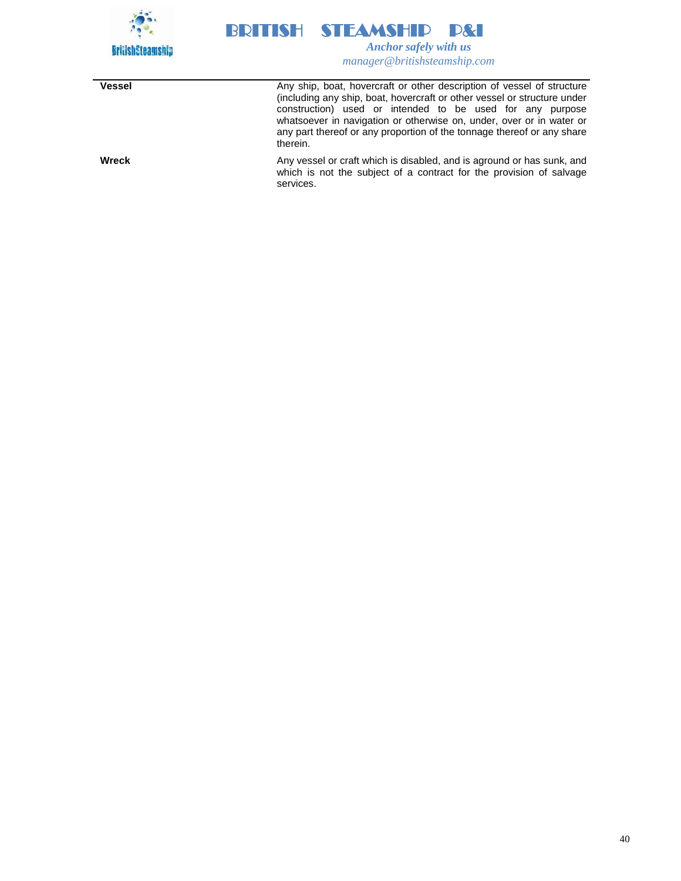| | |
|---|---|
| **Vessel** | Any ship, boat, hovercraft or other description of vessel of structure (including any ship, boat, hovercraft or other vessel or structure under construction) used or intended to be used for any purpose whatsoever in navigation or otherwise on, under, over or in water or any part thereof or any proportion of the tonnage thereof or any share therein. |
| **Wreck** | Any vessel or craft which is disabled, and is aground or has sunk, and which is not the subject of a contract for the provision of salvage services. |